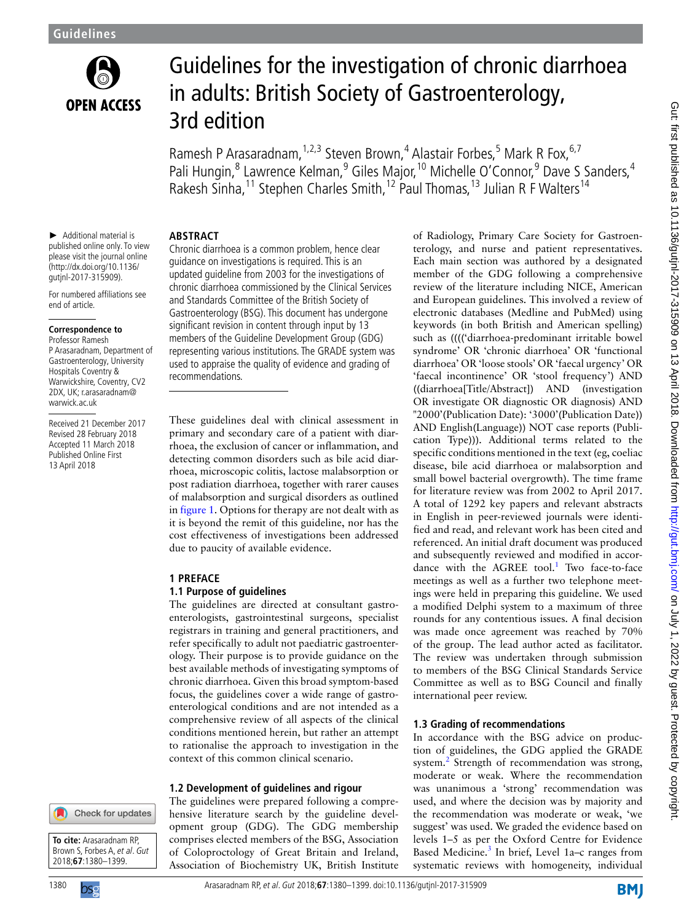# Guidelines for the investigation of chronic diarrhoea in adults: British Society of Gastroenterology, 3rd edition

Ramesh P Arasaradnam,[1,2,3] Steven Brown,[4] Alastair Forbes,[5] Mark R Fox,[6,7] Pali Hungin,[8] Lawrence Kelman,[9] Giles Major,[10] Michelle O'Connor,[9] Dave S Sanders,[4] Rakesh Sinha,[11] Stephen Charles Smith,[12] Paul Thomas,[13] Julian R F Walters[14]

► Additional material is published online only. To view please visit the journal online (http://dx.doi.org/10.1136/gutjnl-2017-315909).

For numbered affiliations see end of article.

**Correspondence to**
Professor Ramesh P Arasaradnam, Department of Gastroenterology, University Hospitals Coventry & Warwickshire, Coventry, CV2 2DX, UK; r.arasaradnam@warwick.ac.uk

Received 21 December 2017
Revised 28 February 2018
Accepted 11 March 2018
Published Online First 13 April 2018

**To cite:** Arasaradnam RP, Brown S, Forbes A, *et al*. *Gut* 2018;**67**:1380–1399.

## ABSTRACT

Chronic diarrhoea is a common problem, hence clear guidance on investigations is required. This is an updated guideline from 2003 for the investigations of chronic diarrhoea commissioned by the Clinical Services and Standards Committee of the British Society of Gastroenterology (BSG). This document has undergone significant revision in content through input by 13 members of the Guideline Development Group (GDG) representing various institutions. The GRADE system was used to appraise the quality of evidence and grading of recommendations.

These guidelines deal with clinical assessment in primary and secondary care of a patient with diarrhoea, the exclusion of cancer or inflammation, and detecting common disorders such as bile acid diarrhoea, microscopic colitis, lactose malabsorption or post radiation diarrhoea, together with rarer causes of malabsorption and surgical disorders as outlined in figure 1. Options for therapy are not dealt with as it is beyond the remit of this guideline, nor has the cost effectiveness of investigations been addressed due to paucity of available evidence.

## 1 PREFACE

### 1.1 Purpose of guidelines

The guidelines are directed at consultant gastroenterologists, gastrointestinal surgeons, specialist registrars in training and general practitioners, and refer specifically to adult not paediatric gastroenterology. Their purpose is to provide guidance on the best available methods of investigating symptoms of chronic diarrhoea. Given this broad symptom-based focus, the guidelines cover a wide range of gastroenterological conditions and are not intended as a comprehensive review of all aspects of the clinical conditions mentioned herein, but rather an attempt to rationalise the approach to investigation in the context of this common clinical scenario.

### 1.2 Development of guidelines and rigour

The guidelines were prepared following a comprehensive literature search by the guideline development group (GDG). The GDG membership comprises elected members of the BSG, Association of Coloproctology of Great Britain and Ireland, Association of Biochemistry UK, British Institute of Radiology, Primary Care Society for Gastroenterology, and nurse and patient representatives. Each main section was authored by a designated member of the GDG following a comprehensive review of the literature including NICE, American and European guidelines. This involved a review of electronic databases (Medline and PubMed) using keywords (in both British and American spelling) such as (((('diarrhoea-predominant irritable bowel syndrome' OR 'chronic diarrhoea' OR 'functional diarrhoea' OR 'loose stools' OR 'faecal urgency' OR 'faecal incontinence' OR 'stool frequency') AND ((diarrhoea[Title/Abstract]) AND (investigation OR investigate OR diagnostic OR diagnosis) AND "2000"(Publication Date): '3000'(Publication Date)) AND English(Language)) NOT case reports (Publication Type))). Additional terms related to the specific conditions mentioned in the text (eg, coeliac disease, bile acid diarrhoea or malabsorption and small bowel bacterial overgrowth). The time frame for literature review was from 2002 to April 2017. A total of 1292 key papers and relevant abstracts in English in peer-reviewed journals were identified and read, and relevant work has been cited and referenced. An initial draft document was produced and subsequently reviewed and modified in accordance with the AGREE tool.[1] Two face-to-face meetings as well as a further two telephone meetings were held in preparing this guideline. We used a modified Delphi system to a maximum of three rounds for any contentious issues. A final decision was made once agreement was reached by 70% of the group. The lead author acted as facilitator. The review was undertaken through submission to members of the BSG Clinical Standards Service Committee as well as to BSG Council and finally international peer review.

### 1.3 Grading of recommendations

In accordance with the BSG advice on production of guidelines, the GDG applied the GRADE system.[2] Strength of recommendation was strong, moderate or weak. Where the recommendation was unanimous a 'strong' recommendation was used, and where the decision was by majority and the recommendation was moderate or weak, 'we suggest' was used. We graded the evidence based on levels 1–5 as per the Oxford Centre for Evidence Based Medicine.[3] In brief, Level 1a–c ranges from systematic reviews with homogeneity, individual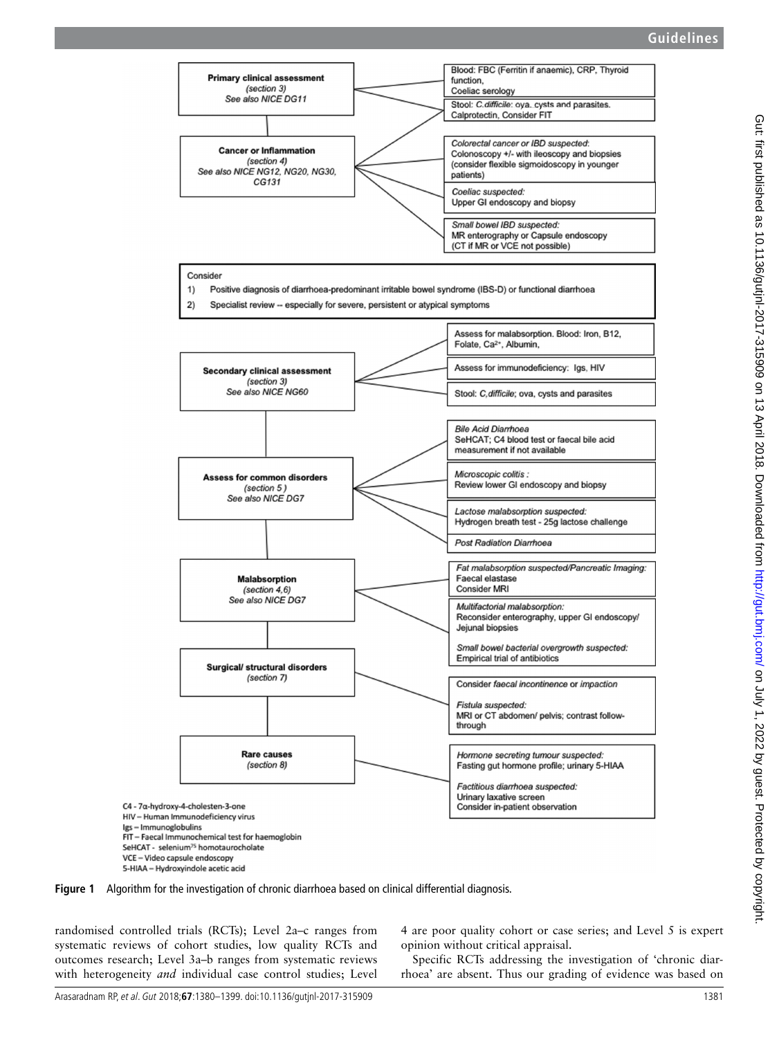**Primary clinical assessment**
(section 3)
See also NICE DG11

- Blood: FBC (Ferritin if anaemic), CRP, Thyroid function, Coeliac serology
- Stool: *C.difficile*: ova, cysts and parasites. Calprotectin, Consider FIT

**Cancer or Inflammation**
(section 4)
See also NICE NG12, NG20, NG30, CG131

- *Colorectal cancer or IBD suspected*: Colonoscopy +/- with ileoscopy and biopsies (consider flexible sigmoidoscopy in younger patients)
- *Coeliac suspected*: Upper GI endoscopy and biopsy
- *Small bowel IBD suspected*: MR enterography or Capsule endoscopy (CT if MR or VCE not possible)

Consider
1) Positive diagnosis of diarrhoea-predominant irritable bowel syndrome (IBS-D) or functional diarrhoea
2) Specialist review -- especially for severe, persistent or atypical symptoms

**Secondary clinical assessment**
(section 3)
See also NICE NG60

- Assess for malabsorption. Blood: Iron, B12, Folate, $Ca^{2+}$, Albumin,
- Assess for immunodeficiency: Igs, HIV
- Stool: *C,difficile*; ova, cysts and parasites

**Assess for common disorders**
(section 5)
See also NICE DG7

- *Bile Acid Diarrhoea*: SeHCAT; C4 blood test or faecal bile acid measurement if not available
- *Microscopic colitis* : Review lower GI endoscopy and biopsy
- *Lactose malabsorption suspected:* Hydrogen breath test - 25g lactose challenge
- *Post Radiation Diarrhoea*

**Malabsorption**
(section 4,6)
See also NICE DG7

- *Fat malabsorption suspected/Pancreatic Imaging:* Faecal elastase, Consider MRI
- *Multifactorial malabsorption:* Reconsider enterography, upper GI endoscopy/ Jejunal biopsies
- *Small bowel bacterial overgrowth suspected:* Empirical trial of antibiotics

**Surgical/ structural disorders**
(section 7)

- Consider *faecal incontinence* or *impaction*
- *Fistula suspected:* MRI or CT abdomen/ pelvis; contrast follow-through

**Rare causes**
(section 8)

- *Hormone secreting tumour suspected:* Fasting gut hormone profile; urinary 5-HIAA
- *Factitious diarrhoea suspected:* Urinary laxative screen, Consider in-patient observation

C4 - 7α-hydroxy-4-cholesten-3-one
HIV – Human Immunodeficiency virus
Igs – Immunoglobulins
FIT – Faecal Immunochemical test for haemoglobin
SeHCAT - selenium[75] homotaurocholate
VCE – Video capsule endoscopy
5-HIAA – Hydroxyindole acetic acid

**Figure 1** Algorithm for the investigation of chronic diarrhoea based on clinical differential diagnosis.

randomised controlled trials (RCTs); Level 2a–c ranges from systematic reviews of cohort studies, low quality RCTs and outcomes research; Level 3a–b ranges from systematic reviews with heterogeneity *and* individual case control studies; Level 4 are poor quality cohort or case series; and Level 5 is expert opinion without critical appraisal.

Specific RCTs addressing the investigation of 'chronic diarrhoea' are absent. Thus our grading of evidence was based on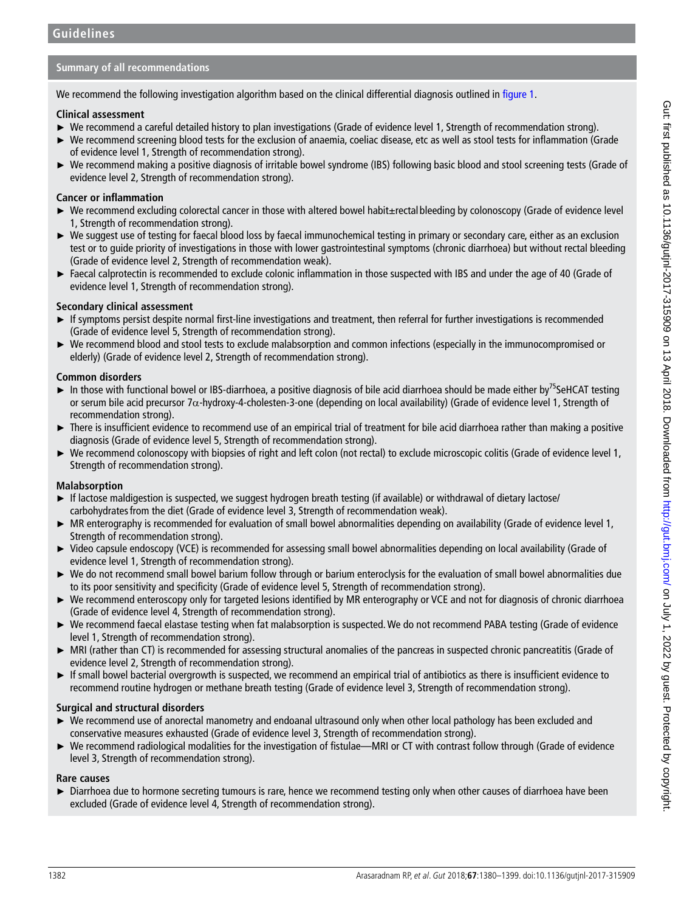## Summary of all recommendations

We recommend the following investigation algorithm based on the clinical differential diagnosis outlined in figure 1.

### Clinical assessment

- We recommend a careful detailed history to plan investigations (Grade of evidence level 1, Strength of recommendation strong).
- We recommend screening blood tests for the exclusion of anaemia, coeliac disease, etc as well as stool tests for inflammation (Grade of evidence level 1, Strength of recommendation strong).
- We recommend making a positive diagnosis of irritable bowel syndrome (IBS) following basic blood and stool screening tests (Grade of evidence level 2, Strength of recommendation strong).

### Cancer or inflammation

- We recommend excluding colorectal cancer in those with altered bowel habit±rectal bleeding by colonoscopy (Grade of evidence level 1, Strength of recommendation strong).
- We suggest use of testing for faecal blood loss by faecal immunochemical testing in primary or secondary care, either as an exclusion test or to guide priority of investigations in those with lower gastrointestinal symptoms (chronic diarrhoea) but without rectal bleeding (Grade of evidence level 2, Strength of recommendation weak).
- Faecal calprotectin is recommended to exclude colonic inflammation in those suspected with IBS and under the age of 40 (Grade of evidence level 1, Strength of recommendation strong).

### Secondary clinical assessment

- If symptoms persist despite normal first-line investigations and treatment, then referral for further investigations is recommended (Grade of evidence level 5, Strength of recommendation strong).
- We recommend blood and stool tests to exclude malabsorption and common infections (especially in the immunocompromised or elderly) (Grade of evidence level 2, Strength of recommendation strong).

### Common disorders

- In those with functional bowel or IBS-diarrhoea, a positive diagnosis of bile acid diarrhoea should be made either by $^{75}$SeHCAT testing or serum bile acid precursor 7$\alpha$-hydroxy-4-cholesten-3-one (depending on local availability) (Grade of evidence level 1, Strength of recommendation strong).
- There is insufficient evidence to recommend use of an empirical trial of treatment for bile acid diarrhoea rather than making a positive diagnosis (Grade of evidence level 5, Strength of recommendation strong).
- We recommend colonoscopy with biopsies of right and left colon (not rectal) to exclude microscopic colitis (Grade of evidence level 1, Strength of recommendation strong).

### Malabsorption

- If lactose maldigestion is suspected, we suggest hydrogen breath testing (if available) or withdrawal of dietary lactose/carbohydrates from the diet (Grade of evidence level 3, Strength of recommendation weak).
- MR enterography is recommended for evaluation of small bowel abnormalities depending on availability (Grade of evidence level 1, Strength of recommendation strong).
- Video capsule endoscopy (VCE) is recommended for assessing small bowel abnormalities depending on local availability (Grade of evidence level 1, Strength of recommendation strong).
- We do not recommend small bowel barium follow through or barium enteroclysis for the evaluation of small bowel abnormalities due to its poor sensitivity and specificity (Grade of evidence level 5, Strength of recommendation strong).
- We recommend enteroscopy only for targeted lesions identified by MR enterography or VCE and not for diagnosis of chronic diarrhoea (Grade of evidence level 4, Strength of recommendation strong).
- We recommend faecal elastase testing when fat malabsorption is suspected. We do not recommend PABA testing (Grade of evidence level 1, Strength of recommendation strong).
- MRI (rather than CT) is recommended for assessing structural anomalies of the pancreas in suspected chronic pancreatitis (Grade of evidence level 2, Strength of recommendation strong).
- If small bowel bacterial overgrowth is suspected, we recommend an empirical trial of antibiotics as there is insufficient evidence to recommend routine hydrogen or methane breath testing (Grade of evidence level 3, Strength of recommendation strong).

### Surgical and structural disorders

- We recommend use of anorectal manometry and endoanal ultrasound only when other local pathology has been excluded and conservative measures exhausted (Grade of evidence level 3, Strength of recommendation strong).
- We recommend radiological modalities for the investigation of fistulae—MRI or CT with contrast follow through (Grade of evidence level 3, Strength of recommendation strong).

### Rare causes

- Diarrhoea due to hormone secreting tumours is rare, hence we recommend testing only when other causes of diarrhoea have been excluded (Grade of evidence level 4, Strength of recommendation strong).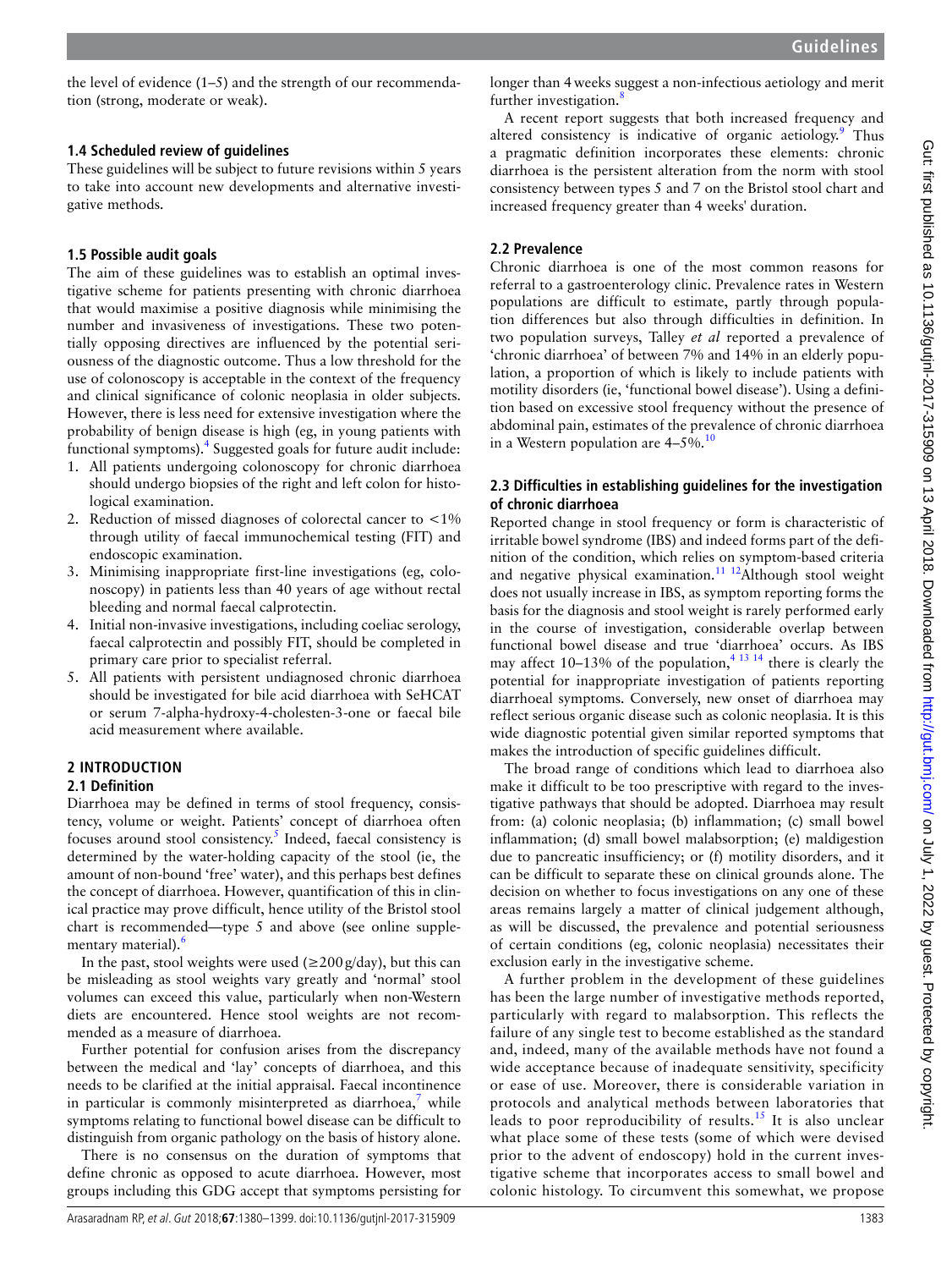the level of evidence (1–5) and the strength of our recommendation (strong, moderate or weak).

### 1.4 Scheduled review of guidelines

These guidelines will be subject to future revisions within 5 years to take into account new developments and alternative investigative methods.

### 1.5 Possible audit goals

The aim of these guidelines was to establish an optimal investigative scheme for patients presenting with chronic diarrhoea that would maximise a positive diagnosis while minimising the number and invasiveness of investigations. These two potentially opposing directives are influenced by the potential seriousness of the diagnostic outcome. Thus a low threshold for the use of colonoscopy is acceptable in the context of the frequency and clinical significance of colonic neoplasia in older subjects. However, there is less need for extensive investigation where the probability of benign disease is high (eg, in young patients with functional symptoms).[4] Suggested goals for future audit include:

1. All patients undergoing colonoscopy for chronic diarrhoea should undergo biopsies of the right and left colon for histological examination.
2. Reduction of missed diagnoses of colorectal cancer to <1% through utility of faecal immunochemical testing (FIT) and endoscopic examination.
3. Minimising inappropriate first-line investigations (eg, colonoscopy) in patients less than 40 years of age without rectal bleeding and normal faecal calprotectin.
4. Initial non-invasive investigations, including coeliac serology, faecal calprotectin and possibly FIT, should be completed in primary care prior to specialist referral.
5. All patients with persistent undiagnosed chronic diarrhoea should be investigated for bile acid diarrhoea with SeHCAT or serum 7-alpha-hydroxy-4-cholesten-3-one or faecal bile acid measurement where available.

## 2 INTRODUCTION

### 2.1 Definition

Diarrhoea may be defined in terms of stool frequency, consistency, volume or weight. Patients' concept of diarrhoea often focuses around stool consistency.[5] Indeed, faecal consistency is determined by the water-holding capacity of the stool (ie, the amount of non-bound 'free' water), and this perhaps best defines the concept of diarrhoea. However, quantification of this in clinical practice may prove difficult, hence utility of the Bristol stool chart is recommended—type 5 and above (see online supplementary material).[6]

In the past, stool weights were used (≥200 g/day), but this can be misleading as stool weights vary greatly and 'normal' stool volumes can exceed this value, particularly when non-Western diets are encountered. Hence stool weights are not recommended as a measure of diarrhoea.

Further potential for confusion arises from the discrepancy between the medical and 'lay' concepts of diarrhoea, and this needs to be clarified at the initial appraisal. Faecal incontinence in particular is commonly misinterpreted as diarrhoea,[7] while symptoms relating to functional bowel disease can be difficult to distinguish from organic pathology on the basis of history alone.

There is no consensus on the duration of symptoms that define chronic as opposed to acute diarrhoea. However, most groups including this GDG accept that symptoms persisting for longer than 4 weeks suggest a non-infectious aetiology and merit further investigation.[8]

A recent report suggests that both increased frequency and altered consistency is indicative of organic aetiology.[9] Thus a pragmatic definition incorporates these elements: chronic diarrhoea is the persistent alteration from the norm with stool consistency between types 5 and 7 on the Bristol stool chart and increased frequency greater than 4 weeks' duration.

### 2.2 Prevalence

Chronic diarrhoea is one of the most common reasons for referral to a gastroenterology clinic. Prevalence rates in Western populations are difficult to estimate, partly through population differences but also through difficulties in definition. In two population surveys, Talley *et al* reported a prevalence of 'chronic diarrhoea' of between 7% and 14% in an elderly population, a proportion of which is likely to include patients with motility disorders (ie, 'functional bowel disease'). Using a definition based on excessive stool frequency without the presence of abdominal pain, estimates of the prevalence of chronic diarrhoea in a Western population are 4–5%.[10]

### 2.3 Difficulties in establishing guidelines for the investigation of chronic diarrhoea

Reported change in stool frequency or form is characteristic of irritable bowel syndrome (IBS) and indeed forms part of the definition of the condition, which relies on symptom-based criteria and negative physical examination.[11,12] Although stool weight does not usually increase in IBS, as symptom reporting forms the basis for the diagnosis and stool weight is rarely performed early in the course of investigation, considerable overlap between functional bowel disease and true 'diarrhoea' occurs. As IBS may affect 10–13% of the population,[4,13,14] there is clearly the potential for inappropriate investigation of patients reporting diarrhoeal symptoms. Conversely, new onset of diarrhoea may reflect serious organic disease such as colonic neoplasia. It is this wide diagnostic potential given similar reported symptoms that makes the introduction of specific guidelines difficult.

The broad range of conditions which lead to diarrhoea also make it difficult to be too prescriptive with regard to the investigative pathways that should be adopted. Diarrhoea may result from: (a) colonic neoplasia; (b) inflammation; (c) small bowel inflammation; (d) small bowel malabsorption; (e) maldigestion due to pancreatic insufficiency; or (f) motility disorders, and it can be difficult to separate these on clinical grounds alone. The decision on whether to focus investigations on any one of these areas remains largely a matter of clinical judgement although, as will be discussed, the prevalence and potential seriousness of certain conditions (eg, colonic neoplasia) necessitates their exclusion early in the investigative scheme.

A further problem in the development of these guidelines has been the large number of investigative methods reported, particularly with regard to malabsorption. This reflects the failure of any single test to become established as the standard and, indeed, many of the available methods have not found a wide acceptance because of inadequate sensitivity, specificity or ease of use. Moreover, there is considerable variation in protocols and analytical methods between laboratories that leads to poor reproducibility of results.[15] It is also unclear what place some of these tests (some of which were devised prior to the advent of endoscopy) hold in the current investigative scheme that incorporates access to small bowel and colonic histology. To circumvent this somewhat, we propose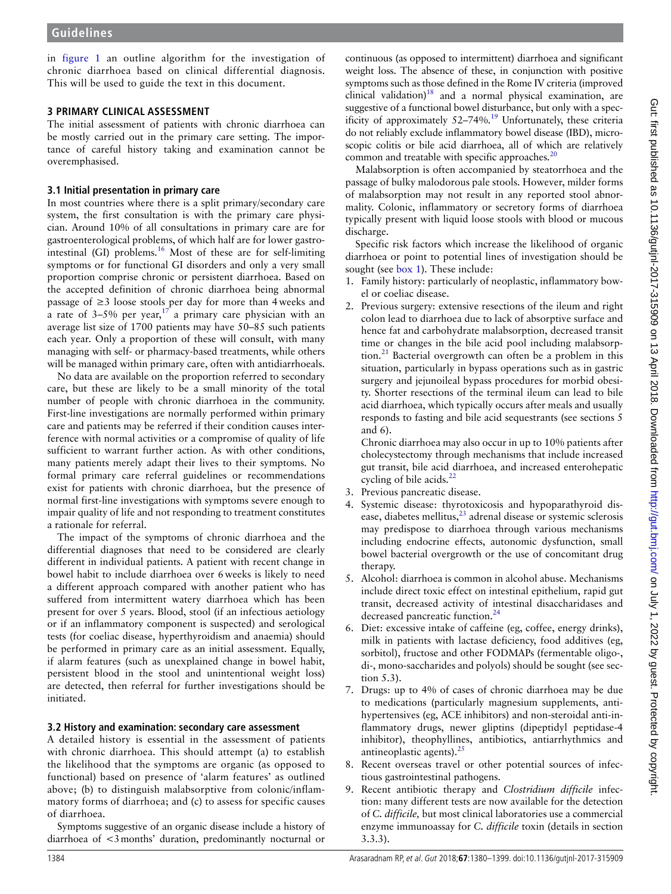in figure 1 an outline algorithm for the investigation of chronic diarrhoea based on clinical differential diagnosis. This will be used to guide the text in this document.

## 3 PRIMARY CLINICAL ASSESSMENT

The initial assessment of patients with chronic diarrhoea can be mostly carried out in the primary care setting. The importance of careful history taking and examination cannot be overemphasised.

### 3.1 Initial presentation in primary care

In most countries where there is a split primary/secondary care system, the first consultation is with the primary care physician. Around 10% of all consultations in primary care are for gastroenterological problems, of which half are for lower gastrointestinal (GI) problems.[16] Most of these are for self-limiting symptoms or for functional GI disorders and only a very small proportion comprise chronic or persistent diarrhoea. Based on the accepted definition of chronic diarrhoea being abnormal passage of ≥3 loose stools per day for more than 4 weeks and a rate of 3–5% per year,[17] a primary care physician with an average list size of 1700 patients may have 50–85 such patients each year. Only a proportion of these will consult, with many managing with self- or pharmacy-based treatments, while others will be managed within primary care, often with antidiarrhoeals.

No data are available on the proportion referred to secondary care, but these are likely to be a small minority of the total number of people with chronic diarrhoea in the community. First-line investigations are normally performed within primary care and patients may be referred if their condition causes interference with normal activities or a compromise of quality of life sufficient to warrant further action. As with other conditions, many patients merely adapt their lives to their symptoms. No formal primary care referral guidelines or recommendations exist for patients with chronic diarrhoea, but the presence of normal first-line investigations with symptoms severe enough to impair quality of life and not responding to treatment constitutes a rationale for referral.

The impact of the symptoms of chronic diarrhoea and the differential diagnoses that need to be considered are clearly different in individual patients. A patient with recent change in bowel habit to include diarrhoea over 6 weeks is likely to need a different approach compared with another patient who has suffered from intermittent watery diarrhoea which has been present for over 5 years. Blood, stool (if an infectious aetiology or if an inflammatory component is suspected) and serological tests (for coeliac disease, hyperthyroidism and anaemia) should be performed in primary care as an initial assessment. Equally, if alarm features (such as unexplained change in bowel habit, persistent blood in the stool and unintentional weight loss) are detected, then referral for further investigations should be initiated.

### 3.2 History and examination: secondary care assessment

A detailed history is essential in the assessment of patients with chronic diarrhoea. This should attempt (a) to establish the likelihood that the symptoms are organic (as opposed to functional) based on presence of 'alarm features' as outlined above; (b) to distinguish malabsorptive from colonic/inflammatory forms of diarrhoea; and (c) to assess for specific causes of diarrhoea.

Symptoms suggestive of an organic disease include a history of diarrhoea of <3 months' duration, predominantly nocturnal or continuous (as opposed to intermittent) diarrhoea and significant weight loss. The absence of these, in conjunction with positive symptoms such as those defined in the Rome IV criteria (improved clinical validation)[18] and a normal physical examination, are suggestive of a functional bowel disturbance, but only with a specificity of approximately 52–74%.[19] Unfortunately, these criteria do not reliably exclude inflammatory bowel disease (IBD), microscopic colitis or bile acid diarrhoea, all of which are relatively common and treatable with specific approaches.[20]

Malabsorption is often accompanied by steatorrhoea and the passage of bulky malodorous pale stools. However, milder forms of malabsorption may not result in any reported stool abnormality. Colonic, inflammatory or secretory forms of diarrhoea typically present with liquid loose stools with blood or mucous discharge.

Specific risk factors which increase the likelihood of organic diarrhoea or point to potential lines of investigation should be sought (see box 1). These include:

1. Family history: particularly of neoplastic, inflammatory bowel or coeliac disease.
2. Previous surgery: extensive resections of the ileum and right colon lead to diarrhoea due to lack of absorptive surface and hence fat and carbohydrate malabsorption, decreased transit time or changes in the bile acid pool including malabsorption.[21] Bacterial overgrowth can often be a problem in this situation, particularly in bypass operations such as in gastric surgery and jejunoileal bypass procedures for morbid obesity. Shorter resections of the terminal ileum can lead to bile acid diarrhoea, which typically occurs after meals and usually responds to fasting and bile acid sequestrants (see sections 5 and 6).

   Chronic diarrhoea may also occur in up to 10% patients after cholecystectomy through mechanisms that include increased gut transit, bile acid diarrhoea, and increased enterohepatic cycling of bile acids.[22]
3. Previous pancreatic disease.
4. Systemic disease: thyrotoxicosis and hypoparathyroid disease, diabetes mellitus,[23] adrenal disease or systemic sclerosis may predispose to diarrhoea through various mechanisms including endocrine effects, autonomic dysfunction, small bowel bacterial overgrowth or the use of concomitant drug therapy.
5. Alcohol: diarrhoea is common in alcohol abuse. Mechanisms include direct toxic effect on intestinal epithelium, rapid gut transit, decreased activity of intestinal disaccharidases and decreased pancreatic function.[24]
6. Diet: excessive intake of caffeine (eg, coffee, energy drinks), milk in patients with lactase deficiency, food additives (eg, sorbitol), fructose and other FODMAPs (fermentable oligo-, di-, mono-saccharides and polyols) should be sought (see section 5.3).
7. Drugs: up to 4% of cases of chronic diarrhoea may be due to medications (particularly magnesium supplements, antihypertensives (eg, ACE inhibitors) and non-steroidal anti-inflammatory drugs, newer gliptins (dipeptidyl peptidase-4 inhibitor), theophyllines, antibiotics, antiarrhythmics and antineoplastic agents).[25]
8. Recent overseas travel or other potential sources of infectious gastrointestinal pathogens.
9. Recent antibiotic therapy and *Clostridium difficile* infection: many different tests are now available for the detection of *C. difficile*, but most clinical laboratories use a commercial enzyme immunoassay for *C. difficile* toxin (details in section 3.3.3).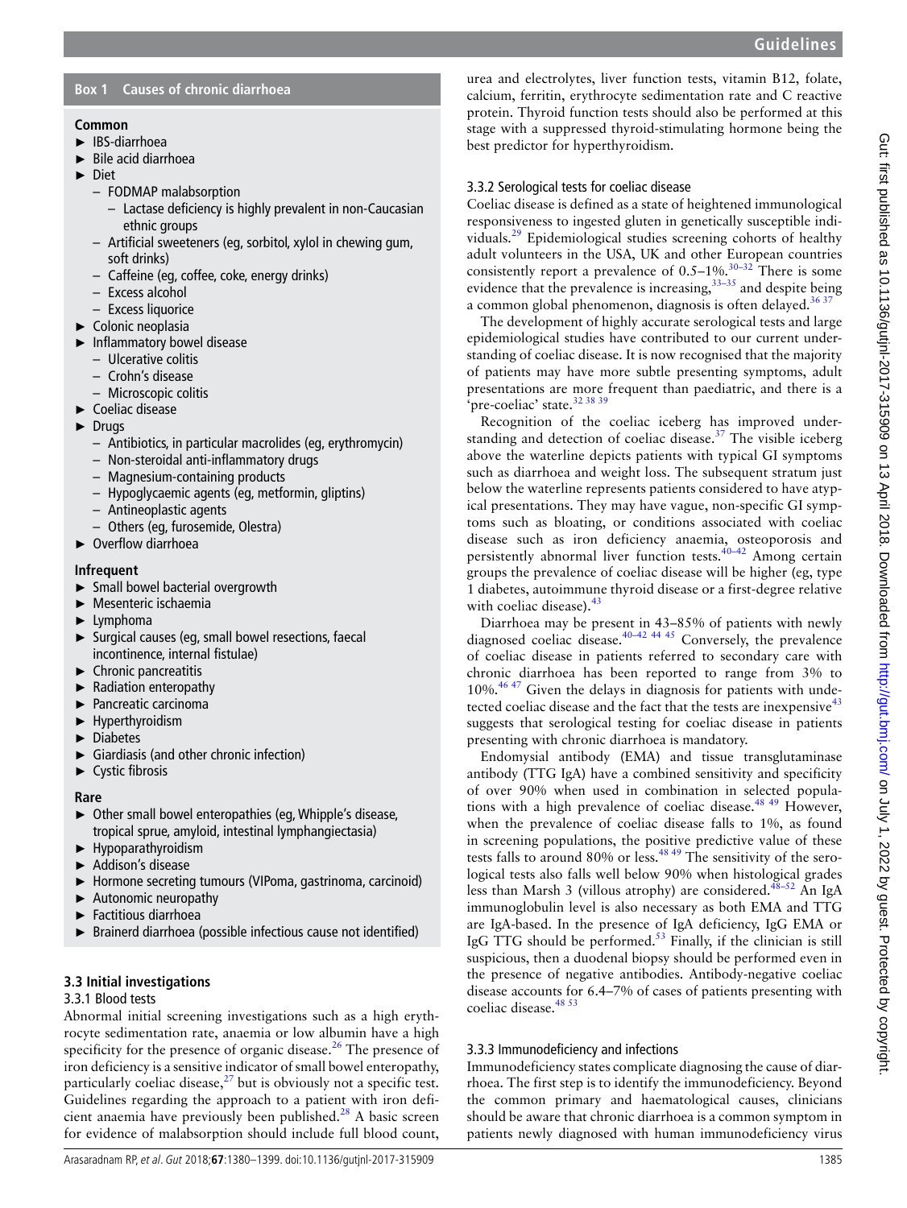**Box 1 Causes of chronic diarrhoea**

**Common**

- IBS-diarrhoea
- Bile acid diarrhoea
- Diet
  - FODMAP malabsorption
    - Lactase deficiency is highly prevalent in non-Caucasian ethnic groups
  - Artificial sweeteners (eg, sorbitol, xylol in chewing gum, soft drinks)
  - Caffeine (eg, coffee, coke, energy drinks)
  - Excess alcohol
  - Excess liquorice
- Colonic neoplasia
- Inflammatory bowel disease
  - Ulcerative colitis
  - Crohn's disease
  - Microscopic colitis
- Coeliac disease
- Drugs
  - Antibiotics, in particular macrolides (eg, erythromycin)
  - Non-steroidal anti-inflammatory drugs
  - Magnesium-containing products
  - Hypoglycaemic agents (eg, metformin, gliptins)
  - Antineoplastic agents
  - Others (eg, furosemide, Olestra)
- Overflow diarrhoea

**Infrequent**

- Small bowel bacterial overgrowth
- Mesenteric ischaemia
- Lymphoma
- Surgical causes (eg, small bowel resections, faecal incontinence, internal fistulae)
- Chronic pancreatitis
- Radiation enteropathy
- Pancreatic carcinoma
- Hyperthyroidism
- Diabetes
- Giardiasis (and other chronic infection)
- Cystic fibrosis

**Rare**

- Other small bowel enteropathies (eg, Whipple's disease, tropical sprue, amyloid, intestinal lymphangiectasia)
- Hypoparathyroidism
- Addison's disease
- Hormone secreting tumours (VIPoma, gastrinoma, carcinoid)
- Autonomic neuropathy
- Factitious diarrhoea
- Brainerd diarrhoea (possible infectious cause not identified)

## 3.3 Initial investigations

### 3.3.1 Blood tests

Abnormal initial screening investigations such as a high erythrocyte sedimentation rate, anaemia or low albumin have a high specificity for the presence of organic disease.[26] The presence of iron deficiency is a sensitive indicator of small bowel enteropathy, particularly coeliac disease,[27] but is obviously not a specific test. Guidelines regarding the approach to a patient with iron deficient anaemia have previously been published.[28] A basic screen for evidence of malabsorption should include full blood count, urea and electrolytes, liver function tests, vitamin B12, folate, calcium, ferritin, erythrocyte sedimentation rate and C reactive protein. Thyroid function tests should also be performed at this stage with a suppressed thyroid-stimulating hormone being the best predictor for hyperthyroidism.

### 3.3.2 Serological tests for coeliac disease

Coeliac disease is defined as a state of heightened immunological responsiveness to ingested gluten in genetically susceptible individuals.[29] Epidemiological studies screening cohorts of healthy adult volunteers in the USA, UK and other European countries consistently report a prevalence of 0.5–1%.[30–32] There is some evidence that the prevalence is increasing,[33–35] and despite being a common global phenomenon, diagnosis is often delayed.[36 37]

The development of highly accurate serological tests and large epidemiological studies have contributed to our current understanding of coeliac disease. It is now recognised that the majority of patients may have more subtle presenting symptoms, adult presentations are more frequent than paediatric, and there is a 'pre-coeliac' state.[32 38 39]

Recognition of the coeliac iceberg has improved understanding and detection of coeliac disease.[37] The visible iceberg above the waterline depicts patients with typical GI symptoms such as diarrhoea and weight loss. The subsequent stratum just below the waterline represents patients considered to have atypical presentations. They may have vague, non-specific GI symptoms such as bloating, or conditions associated with coeliac disease such as iron deficiency anaemia, osteoporosis and persistently abnormal liver function tests.[40–42] Among certain groups the prevalence of coeliac disease will be higher (eg, type 1 diabetes, autoimmune thyroid disease or a first-degree relative with coeliac disease).[43]

Diarrhoea may be present in 43–85% of patients with newly diagnosed coeliac disease.[40–42 44 45] Conversely, the prevalence of coeliac disease in patients referred to secondary care with chronic diarrhoea has been reported to range from 3% to 10%.[46 47] Given the delays in diagnosis for patients with undetected coeliac disease and the fact that the tests are inexpensive[43] suggests that serological testing for coeliac disease in patients presenting with chronic diarrhoea is mandatory.

Endomysial antibody (EMA) and tissue transglutaminase antibody (TTG IgA) have a combined sensitivity and specificity of over 90% when used in combination in selected populations with a high prevalence of coeliac disease.[48 49] However, when the prevalence of coeliac disease falls to 1%, as found in screening populations, the positive predictive value of these tests falls to around 80% or less.[48 49] The sensitivity of the serological tests also falls well below 90% when histological grades less than Marsh 3 (villous atrophy) are considered.[48–52] An IgA immunoglobulin level is also necessary as both EMA and TTG are IgA-based. In the presence of IgA deficiency, IgG EMA or IgG TTG should be performed.[53] Finally, if the clinician is still suspicious, then a duodenal biopsy should be performed even in the presence of negative antibodies. Antibody-negative coeliac disease accounts for 6.4–7% of cases of patients presenting with coeliac disease.[48 53]

### 3.3.3 Immunodeficiency and infections

Immunodeficiency states complicate diagnosing the cause of diarrhoea. The first step is to identify the immunodeficiency. Beyond the common primary and haematological causes, clinicians should be aware that chronic diarrhoea is a common symptom in patients newly diagnosed with human immunodeficiency virus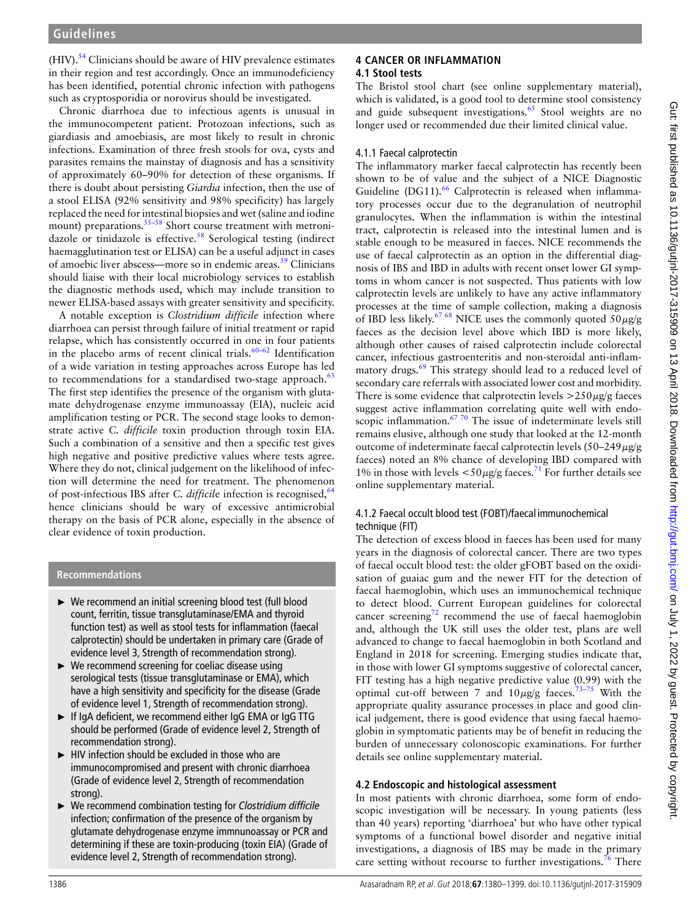(HIV).[54] Clinicians should be aware of HIV prevalence estimates in their region and test accordingly. Once an immunodeficiency has been identified, potential chronic infection with pathogens such as cryptosporidia or norovirus should be investigated.

Chronic diarrhoea due to infectious agents is unusual in the immunocompetent patient. Protozoan infections, such as giardiasis and amoebiasis, are most likely to result in chronic infections. Examination of three fresh stools for ova, cysts and parasites remains the mainstay of diagnosis and has a sensitivity of approximately 60–90% for detection of these organisms. If there is doubt about persisting *Giardia* infection, then the use of a stool ELISA (92% sensitivity and 98% specificity) has largely replaced the need for intestinal biopsies and wet (saline and iodine mount) preparations.[55–58] Short course treatment with metronidazole or tinidazole is effective.[58] Serological testing (indirect haemagglutination test or ELISA) can be a useful adjunct in cases of amoebic liver abscess—more so in endemic areas.[59] Clinicians should liaise with their local microbiology services to establish the diagnostic methods used, which may include transition to newer ELISA-based assays with greater sensitivity and specificity.

A notable exception is *Clostridium difficile* infection where diarrhoea can persist through failure of initial treatment or rapid relapse, which has consistently occurred in one in four patients in the placebo arms of recent clinical trials.[60–62] Identification of a wide variation in testing approaches across Europe has led to recommendations for a standardised two-stage approach.[63] The first step identifies the presence of the organism with glutamate dehydrogenase enzyme immunoassay (EIA), nucleic acid amplification testing or PCR. The second stage looks to demonstrate active *C. difficile* toxin production through toxin EIA. Such a combination of a sensitive and then a specific test gives high negative and positive predictive values where tests agree. Where they do not, clinical judgement on the likelihood of infection will determine the need for treatment. The phenomenon of post-infectious IBS after *C. difficile* infection is recognised,[64] hence clinicians should be wary of excessive antimicrobial therapy on the basis of PCR alone, especially in the absence of clear evidence of toxin production.

**Recommendations**

- We recommend an initial screening blood test (full blood count, ferritin, tissue transglutaminase/EMA and thyroid function test) as well as stool tests for inflammation (faecal calprotectin) should be undertaken in primary care (Grade of evidence level 3, Strength of recommendation strong).
- We recommend screening for coeliac disease using serological tests (tissue transglutaminase or EMA), which have a high sensitivity and specificity for the disease (Grade of evidence level 1, Strength of recommendation strong).
- If IgA deficient, we recommend either IgG EMA or IgG TTG should be performed (Grade of evidence level 2, Strength of recommendation strong).
- HIV infection should be excluded in those who are immunocompromised and present with chronic diarrhoea (Grade of evidence level 2, Strength of recommendation strong).
- We recommend combination testing for *Clostridium difficile* infection; confirmation of the presence of the organism by glutamate dehydrogenase enzyme immnunoassay or PCR and determining if these are toxin-producing (toxin EIA) (Grade of evidence level 2, Strength of recommendation strong).

## 4 CANCER OR INFLAMMATION

### 4.1 Stool tests

The Bristol stool chart (see online supplementary material), which is validated, is a good tool to determine stool consistency and guide subsequent investigations.[65] Stool weights are no longer used or recommended due their limited clinical value.

#### 4.1.1 Faecal calprotectin

The inflammatory marker faecal calprotectin has recently been shown to be of value and the subject of a NICE Diagnostic Guideline (DG11).[66] Calprotectin is released when inflammatory processes occur due to the degranulation of neutrophil granulocytes. When the inflammation is within the intestinal tract, calprotectin is released into the intestinal lumen and is stable enough to be measured in faeces. NICE recommends the use of faecal calprotectin as an option in the differential diagnosis of IBS and IBD in adults with recent onset lower GI symptoms in whom cancer is not suspected. Thus patients with low calprotectin levels are unlikely to have any active inflammatory processes at the time of sample collection, making a diagnosis of IBD less likely.[67 68] NICE uses the commonly quoted 50 µg/g faeces as the decision level above which IBD is more likely, although other causes of raised calprotectin include colorectal cancer, infectious gastroenteritis and non-steroidal anti-inflammatory drugs.[69] This strategy should lead to a reduced level of secondary care referrals with associated lower cost and morbidity. There is some evidence that calprotectin levels >250 µg/g faeces suggest active inflammation correlating quite well with endoscopic inflammation.[67 70] The issue of indeterminate levels still remains elusive, although one study that looked at the 12-month outcome of indeterminate faecal calprotectin levels (50–249 µg/g faeces) noted an 8% chance of developing IBD compared with 1% in those with levels <50 µg/g faeces.[71] For further details see online supplementary material.

#### 4.1.2 Faecal occult blood test (FOBT)/faecal immunochemical technique (FIT)

The detection of excess blood in faeces has been used for many years in the diagnosis of colorectal cancer. There are two types of faecal occult blood test: the older gFOBT based on the oxidisation of guaiac gum and the newer FIT for the detection of faecal haemoglobin, which uses an immunochemical technique to detect blood. Current European guidelines for colorectal cancer screening[72] recommend the use of faecal haemoglobin and, although the UK still uses the older test, plans are well advanced to change to faecal haemoglobin in both Scotland and England in 2018 for screening. Emerging studies indicate that, in those with lower GI symptoms suggestive of colorectal cancer, FIT testing has a high negative predictive value (0.99) with the optimal cut-off between 7 and 10 µg/g faeces.[73–75] With the appropriate quality assurance processes in place and good clinical judgement, there is good evidence that using faecal haemoglobin in symptomatic patients may be of benefit in reducing the burden of unnecessary colonoscopic examinations. For further details see online supplementary material.

### 4.2 Endoscopic and histological assessment

In most patients with chronic diarrhoea, some form of endoscopic investigation will be necessary. In young patients (less than 40 years) reporting 'diarrhoea' but who have other typical symptoms of a functional bowel disorder and negative initial investigations, a diagnosis of IBS may be made in the primary care setting without recourse to further investigations.[76] There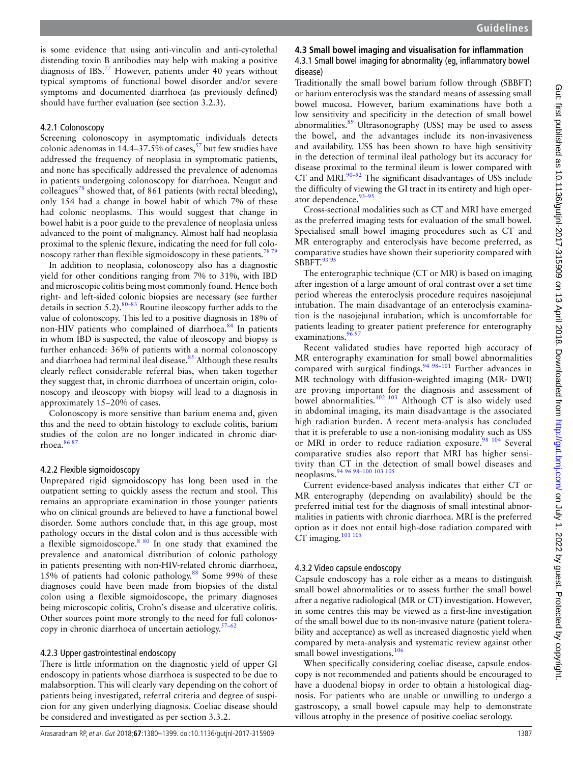is some evidence that using anti-vinculin and anti-cytolethal distending toxin B antibodies may help with making a positive diagnosis of IBS.[77] However, patients under 40 years without typical symptoms of functional bowel disorder and/or severe symptoms and documented diarrhoea (as previously defined) should have further evaluation (see section 3.2.3).

### 4.2.1 Colonoscopy

Screening colonoscopy in asymptomatic individuals detects colonic adenomas in 14.4–37.5% of cases,[57] but few studies have addressed the frequency of neoplasia in symptomatic patients, and none has specifically addressed the prevalence of adenomas in patients undergoing colonoscopy for diarrhoea. Neugut and colleagues[78] showed that, of 861 patients (with rectal bleeding), only 154 had a change in bowel habit of which 7% of these had colonic neoplasms. This would suggest that change in bowel habit is a poor guide to the prevalence of neoplasia unless advanced to the point of malignancy. Almost half had neoplasia proximal to the splenic flexure, indicating the need for full colonoscopy rather than flexible sigmoidoscopy in these patients.[78 79]

In addition to neoplasia, colonoscopy also has a diagnostic yield for other conditions ranging from 7% to 31%, with IBD and microscopic colitis being most commonly found. Hence both right- and left-sided colonic biopsies are necessary (see further details in section 5.2).[80–83] Routine ileoscopy further adds to the value of colonoscopy. This led to a positive diagnosis in 18% of non-HIV patients who complained of diarrhoea.[84] In patients in whom IBD is suspected, the value of ileoscopy and biopsy is further enhanced: 36% of patients with a normal colonoscopy and diarrhoea had terminal ileal disease.[85] Although these results clearly reflect considerable referral bias, when taken together they suggest that, in chronic diarrhoea of uncertain origin, colonoscopy and ileoscopy with biopsy will lead to a diagnosis in approximately 15–20% of cases.

Colonoscopy is more sensitive than barium enema and, given this and the need to obtain histology to exclude colitis, barium studies of the colon are no longer indicated in chronic diarrhoea.[86 87]

### 4.2.2 Flexible sigmoidoscopy

Unprepared rigid sigmoidoscopy has long been used in the outpatient setting to quickly assess the rectum and stool. This remains an appropriate examination in those younger patients who on clinical grounds are believed to have a functional bowel disorder. Some authors conclude that, in this age group, most pathology occurs in the distal colon and is thus accessible with a flexible sigmoidoscope.[8 80] In one study that examined the prevalence and anatomical distribution of colonic pathology in patients presenting with non-HIV-related chronic diarrhoea, 15% of patients had colonic pathology.[88] Some 99% of these diagnoses could have been made from biopsies of the distal colon using a flexible sigmoidoscope, the primary diagnoses being microscopic colitis, Crohn's disease and ulcerative colitis. Other sources point more strongly to the need for full colonoscopy in chronic diarrhoea of uncertain aetiology.[57–62]

### 4.2.3 Upper gastrointestinal endoscopy

There is little information on the diagnostic yield of upper GI endoscopy in patients whose diarrhoea is suspected to be due to malabsorption. This will clearly vary depending on the cohort of patients being investigated, referral criteria and degree of suspicion for any given underlying diagnosis. Coeliac disease should be considered and investigated as per section 3.3.2.

## 4.3 Small bowel imaging and visualisation for inflammation

### 4.3.1 Small bowel imaging for abnormality (eg, inflammatory bowel disease)

Traditionally the small bowel barium follow through (SBBFT) or barium enteroclysis was the standard means of assessing small bowel mucosa. However, barium examinations have both a low sensitivity and specificity in the detection of small bowel abnormalities.[89] Ultrasonography (USS) may be used to assess the bowel, and the advantages include its non-invasiveness and availability. USS has been shown to have high sensitivity in the detection of terminal ileal pathology but its accuracy for disease proximal to the terminal ileum is lower compared with CT and MRI.[90–92] The significant disadvantages of USS include the difficulty of viewing the GI tract in its entirety and high operator dependence.[93–95]

Cross-sectional modalities such as CT and MRI have emerged as the preferred imaging tests for evaluation of the small bowel. Specialised small bowel imaging procedures such as CT and MR enterography and enteroclysis have become preferred, as comparative studies have shown their superiority compared with SBBFT.[93 95]

The enterographic technique (CT or MR) is based on imaging after ingestion of a large amount of oral contrast over a set time period whereas the enteroclysis procedure requires nasojejunal intubation. The main disadvantage of an enteroclysis examination is the nasojejunal intubation, which is uncomfortable for patients leading to greater patient preference for enterography examinations.[96 97]

Recent validated studies have reported high accuracy of MR enterography examination for small bowel abnormalities compared with surgical findings.[94 98–101] Further advances in MR technology with diffusion-weighted imaging (MR- DWI) are proving important for the diagnosis and assessment of bowel abnormalities.[102 103] Although CT is also widely used in abdominal imaging, its main disadvantage is the associated high radiation burden. A recent meta-analysis has concluded that it is preferable to use a non-ionising modality such as USS or MRI in order to reduce radiation exposure.[98 104] Several comparative studies also report that MRI has higher sensitivity than CT in the detection of small bowel diseases and neoplasms.[94 96 98–100 103 105]

Current evidence-based analysis indicates that either CT or MR enterography (depending on availability) should be the preferred initial test for the diagnosis of small intestinal abnormalities in patients with chronic diarrhoea. MRI is the preferred option as it does not entail high-dose radiation compared with CT imaging.[101 105]

### 4.3.2 Video capsule endoscopy

Capsule endoscopy has a role either as a means to distinguish small bowel abnormalities or to assess further the small bowel after a negative radiological (MR or CT) investigation. However, in some centres this may be viewed as a first-line investigation of the small bowel due to its non-invasive nature (patient tolerability and acceptance) as well as increased diagnostic yield when compared by meta-analysis and systematic review against other small bowel investigations.[106]

When specifically considering coeliac disease, capsule endoscopy is not recommended and patients should be encouraged to have a duodenal biopsy in order to obtain a histological diagnosis. For patients who are unable or unwilling to undergo a gastroscopy, a small bowel capsule may help to demonstrate villous atrophy in the presence of positive coeliac serology.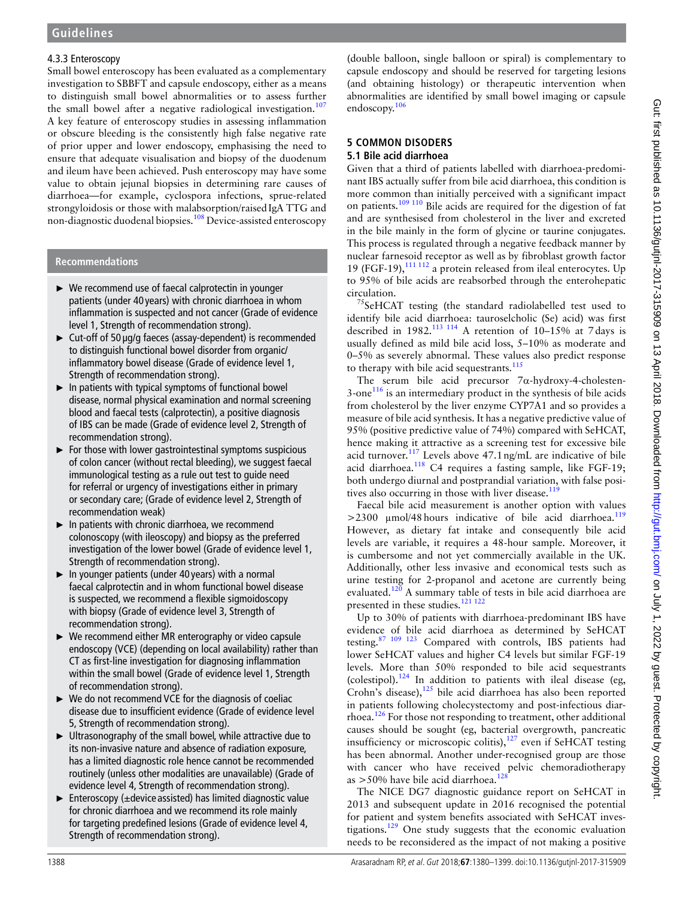#### 4.3.3 Enteroscopy

Small bowel enteroscopy has been evaluated as a complementary investigation to SBBFT and capsule endoscopy, either as a means to distinguish small bowel abnormalities or to assess further the small bowel after a negative radiological investigation.[107] A key feature of enteroscopy studies in assessing inflammation or obscure bleeding is the consistently high false negative rate of prior upper and lower endoscopy, emphasising the need to ensure that adequate visualisation and biopsy of the duodenum and ileum have been achieved. Push enteroscopy may have some value to obtain jejunal biopsies in determining rare causes of diarrhoea—for example, cyclospora infections, sprue-related strongyloidosis or those with malabsorption/raised IgA TTG and non-diagnostic duodenal biopsies.[108] Device-assisted enteroscopy (double balloon, single balloon or spiral) is complementary to capsule endoscopy and should be reserved for targeting lesions (and obtaining histology) or therapeutic intervention when abnormalities are identified by small bowel imaging or capsule endoscopy.[106]

**Recommendations**

- We recommend use of faecal calprotectin in younger patients (under 40 years) with chronic diarrhoea in whom inflammation is suspected and not cancer (Grade of evidence level 1, Strength of recommendation strong).
- Cut-off of 50 µg/g faeces (assay-dependent) is recommended to distinguish functional bowel disorder from organic/inflammatory bowel disease (Grade of evidence level 1, Strength of recommendation strong).
- In patients with typical symptoms of functional bowel disease, normal physical examination and normal screening blood and faecal tests (calprotectin), a positive diagnosis of IBS can be made (Grade of evidence level 2, Strength of recommendation strong).
- For those with lower gastrointestinal symptoms suspicious of colon cancer (without rectal bleeding), we suggest faecal immunological testing as a rule out test to guide need for referral or urgency of investigations either in primary or secondary care; (Grade of evidence level 2, Strength of recommendation weak)
- In patients with chronic diarrhoea, we recommend colonoscopy (with ileoscopy) and biopsy as the preferred investigation of the lower bowel (Grade of evidence level 1, Strength of recommendation strong).
- In younger patients (under 40 years) with a normal faecal calprotectin and in whom functional bowel disease is suspected, we recommend a flexible sigmoidoscopy with biopsy (Grade of evidence level 3, Strength of recommendation strong).
- We recommend either MR enterography or video capsule endoscopy (VCE) (depending on local availability) rather than CT as first-line investigation for diagnosing inflammation within the small bowel (Grade of evidence level 1, Strength of recommendation strong).
- We do not recommend VCE for the diagnosis of coeliac disease due to insufficient evidence (Grade of evidence level 5, Strength of recommendation strong).
- Ultrasonography of the small bowel, while attractive due to its non-invasive nature and absence of radiation exposure, has a limited diagnostic role hence cannot be recommended routinely (unless other modalities are unavailable) (Grade of evidence level 4, Strength of recommendation strong).
- Enteroscopy (±device assisted) has limited diagnostic value for chronic diarrhoea and we recommend its role mainly for targeting predefined lesions (Grade of evidence level 4, Strength of recommendation strong).

## 5 COMMON DISODERS

### 5.1 Bile acid diarrhoea

Given that a third of patients labelled with diarrhoea-predominant IBS actually suffer from bile acid diarrhoea, this condition is more common than initially perceived with a significant impact on patients.[109 110] Bile acids are required for the digestion of fat and are synthesised from cholesterol in the liver and excreted in the bile mainly in the form of glycine or taurine conjugates. This process is regulated through a negative feedback manner by nuclear farnesoid receptor as well as by fibroblast growth factor 19 (FGF-19),[111 112] a protein released from ileal enterocytes. Up to 95% of bile acids are reabsorbed through the enterohepatic circulation.

$^{75}$SeHCAT testing (the standard radiolabelled test used to identify bile acid diarrhoea: tauroselcholic (Se) acid) was first described in 1982.[113 114] A retention of 10–15% at 7 days is usually defined as mild bile acid loss, 5–10% as moderate and 0–5% as severely abnormal. These values also predict response to therapy with bile acid sequestrants.[115]

The serum bile acid precursor 7α-hydroxy-4-cholesten-3-one[116] is an intermediary product in the synthesis of bile acids from cholesterol by the liver enzyme CYP7A1 and so provides a measure of bile acid synthesis. It has a negative predictive value of 95% (positive predictive value of 74%) compared with SeHCAT, hence making it attractive as a screening test for excessive bile acid turnover.[117] Levels above 47.1 ng/mL are indicative of bile acid diarrhoea.[118] C4 requires a fasting sample, like FGF-19; both undergo diurnal and postprandial variation, with false positives also occurring in those with liver disease.[119]

Faecal bile acid measurement is another option with values >2300 µmol/48 hours indicative of bile acid diarrhoea.[119] However, as dietary fat intake and consequently bile acid levels are variable, it requires a 48-hour sample. Moreover, it is cumbersome and not yet commercially available in the UK. Additionally, other less invasive and economical tests such as urine testing for 2-propanol and acetone are currently being evaluated.[120] A summary table of tests in bile acid diarrhoea are presented in these studies.[121 122]

Up to 30% of patients with diarrhoea-predominant IBS have evidence of bile acid diarrhoea as determined by SeHCAT testing.[87 109 123] Compared with controls, IBS patients had lower SeHCAT values and higher C4 levels but similar FGF-19 levels. More than 50% responded to bile acid sequestrants (colestipol).[124] In addition to patients with ileal disease (eg, Crohn's disease),[125] bile acid diarrhoea has also been reported in patients following cholecystectomy and post-infectious diarrhoea.[126] For those not responding to treatment, other additional causes should be sought (eg, bacterial overgrowth, pancreatic insufficiency or microscopic colitis),[127] even if SeHCAT testing has been abnormal. Another under-recognised group are those with cancer who have received pelvic chemoradiotherapy as >50% have bile acid diarrhoea.[128]

The NICE DG7 diagnostic guidance report on SeHCAT in 2013 and subsequent update in 2016 recognised the potential for patient and system benefits associated with SeHCAT investigations.[129] One study suggests that the economic evaluation needs to be reconsidered as the impact of not making a positive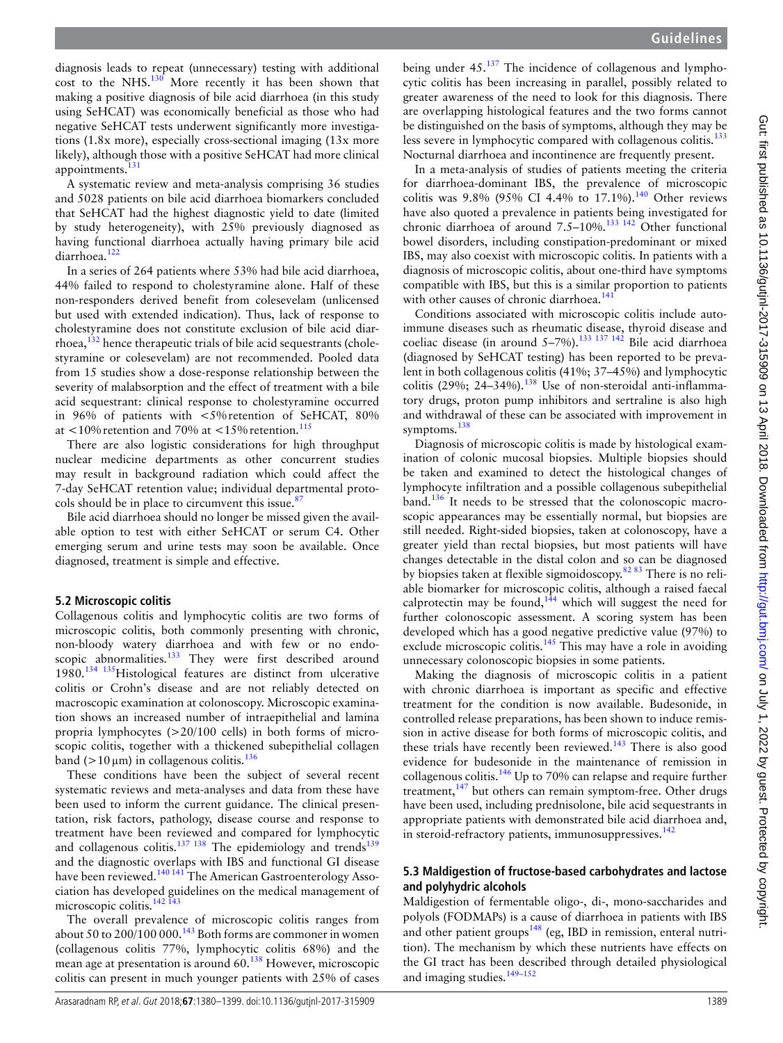diagnosis leads to repeat (unnecessary) testing with additional cost to the NHS.[130] More recently it has been shown that making a positive diagnosis of bile acid diarrhoea (in this study using SeHCAT) was economically beneficial as those who had negative SeHCAT tests underwent significantly more investigations (1.8x more), especially cross-sectional imaging (13x more likely), although those with a positive SeHCAT had more clinical appointments.[131]

A systematic review and meta-analysis comprising 36 studies and 5028 patients on bile acid diarrhoea biomarkers concluded that SeHCAT had the highest diagnostic yield to date (limited by study heterogeneity), with 25% previously diagnosed as having functional diarrhoea actually having primary bile acid diarrhoea.[122]

In a series of 264 patients where 53% had bile acid diarrhoea, 44% failed to respond to cholestyramine alone. Half of these non-responders derived benefit from colesevelam (unlicensed but used with extended indication). Thus, lack of response to cholestyramine does not constitute exclusion of bile acid diarrhoea,[132] hence therapeutic trials of bile acid sequestrants (cholestyramine or colesevelam) are not recommended. Pooled data from 15 studies show a dose-response relationship between the severity of malabsorption and the effect of treatment with a bile acid sequestrant: clinical response to cholestyramine occurred in 96% of patients with <5% retention of SeHCAT, 80% at <10% retention and 70% at <15% retention.[115]

There are also logistic considerations for high throughput nuclear medicine departments as other concurrent studies may result in background radiation which could affect the 7-day SeHCAT retention value; individual departmental protocols should be in place to circumvent this issue.[87]

Bile acid diarrhoea should no longer be missed given the available option to test with either SeHCAT or serum C4. Other emerging serum and urine tests may soon be available. Once diagnosed, treatment is simple and effective.

### 5.2 Microscopic colitis

Collagenous colitis and lymphocytic colitis are two forms of microscopic colitis, both commonly presenting with chronic, non-bloody watery diarrhoea and with few or no endoscopic abnormalities.[133] They were first described around 1980.[134 135] Histological features are distinct from ulcerative colitis or Crohn's disease and are not reliably detected on macroscopic examination at colonoscopy. Microscopic examination shows an increased number of intraepithelial and lamina propria lymphocytes (>20/100 cells) in both forms of microscopic colitis, together with a thickened subepithelial collagen band (>10 µm) in collagenous colitis.[136]

These conditions have been the subject of several recent systematic reviews and meta-analyses and data from these have been used to inform the current guidance. The clinical presentation, risk factors, pathology, disease course and response to treatment have been reviewed and compared for lymphocytic and collagenous colitis.[137 138] The epidemiology and trends[139] and the diagnostic overlaps with IBS and functional GI disease have been reviewed.[140 141] The American Gastroenterology Association has developed guidelines on the medical management of microscopic colitis.[142 143]

The overall prevalence of microscopic colitis ranges from about 50 to 200/100 000.[143] Both forms are commoner in women (collagenous colitis 77%, lymphocytic colitis 68%) and the mean age at presentation is around 60.[138] However, microscopic colitis can present in much younger patients with 25% of cases being under 45.[137] The incidence of collagenous and lymphocytic colitis has been increasing in parallel, possibly related to greater awareness of the need to look for this diagnosis. There are overlapping histological features and the two forms cannot be distinguished on the basis of symptoms, although they may be less severe in lymphocytic compared with collagenous colitis.[133] Nocturnal diarrhoea and incontinence are frequently present.

In a meta-analysis of studies of patients meeting the criteria for diarrhoea-dominant IBS, the prevalence of microscopic colitis was 9.8% (95% CI 4.4% to 17.1%).[140] Other reviews have also quoted a prevalence in patients being investigated for chronic diarrhoea of around 7.5–10%.[133 142] Other functional bowel disorders, including constipation-predominant or mixed IBS, may also coexist with microscopic colitis. In patients with a diagnosis of microscopic colitis, about one-third have symptoms compatible with IBS, but this is a similar proportion to patients with other causes of chronic diarrhoea.[141]

Conditions associated with microscopic colitis include autoimmune diseases such as rheumatic disease, thyroid disease and coeliac disease (in around 5–7%).[133 137 142] Bile acid diarrhoea (diagnosed by SeHCAT testing) has been reported to be prevalent in both collagenous colitis (41%; 37–45%) and lymphocytic colitis (29%; 24–34%).[138] Use of non-steroidal anti-inflammatory drugs, proton pump inhibitors and sertraline is also high and withdrawal of these can be associated with improvement in symptoms.[138]

Diagnosis of microscopic colitis is made by histological examination of colonic mucosal biopsies. Multiple biopsies should be taken and examined to detect the histological changes of lymphocyte infiltration and a possible collagenous subepithelial band.[136] It needs to be stressed that the colonoscopic macroscopic appearances may be essentially normal, but biopsies are still needed. Right-sided biopsies, taken at colonoscopy, have a greater yield than rectal biopsies, but most patients will have changes detectable in the distal colon and so can be diagnosed by biopsies taken at flexible sigmoidoscopy.[82 83] There is no reliable biomarker for microscopic colitis, although a raised faecal calprotectin may be found,[144] which will suggest the need for further colonoscopic assessment. A scoring system has been developed which has a good negative predictive value (97%) to exclude microscopic colitis.[145] This may have a role in avoiding unnecessary colonoscopic biopsies in some patients.

Making the diagnosis of microscopic colitis in a patient with chronic diarrhoea is important as specific and effective treatment for the condition is now available. Budesonide, in controlled release preparations, has been shown to induce remission in active disease for both forms of microscopic colitis, and these trials have recently been reviewed.[143] There is also good evidence for budesonide in the maintenance of remission in collagenous colitis.[146] Up to 70% can relapse and require further treatment,[147] but others can remain symptom-free. Other drugs have been used, including prednisolone, bile acid sequestrants in appropriate patients with demonstrated bile acid diarrhoea and, in steroid-refractory patients, immunosuppressives.[142]

### 5.3 Maldigestion of fructose-based carbohydrates and lactose and polyhydric alcohols

Maldigestion of fermentable oligo-, di-, mono-saccharides and polyols (FODMAPs) is a cause of diarrhoea in patients with IBS and other patient groups[148] (eg, IBD in remission, enteral nutrition). The mechanism by which these nutrients have effects on the GI tract has been described through detailed physiological and imaging studies.[149–152]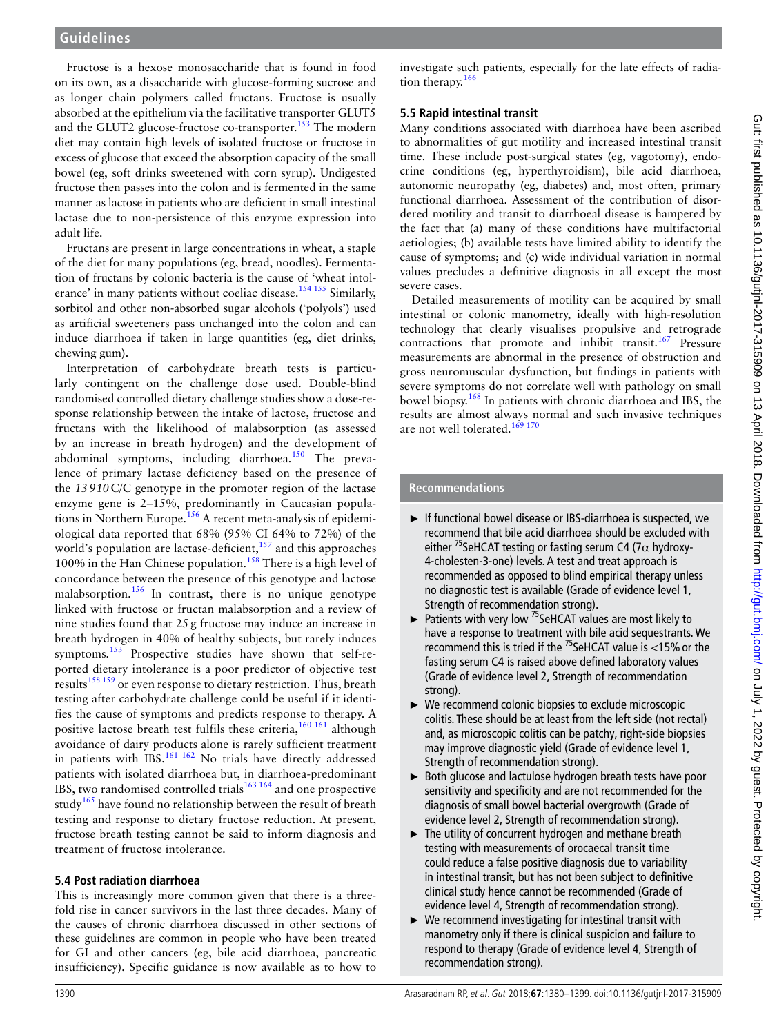Fructose is a hexose monosaccharide that is found in food on its own, as a disaccharide with glucose-forming sucrose and as longer chain polymers called fructans. Fructose is usually absorbed at the epithelium via the facilitative transporter GLUT5 and the GLUT2 glucose-fructose co-transporter.[153] The modern diet may contain high levels of isolated fructose or fructose in excess of glucose that exceed the absorption capacity of the small bowel (eg, soft drinks sweetened with corn syrup). Undigested fructose then passes into the colon and is fermented in the same manner as lactose in patients who are deficient in small intestinal lactase due to non-persistence of this enzyme expression into adult life.

Fructans are present in large concentrations in wheat, a staple of the diet for many populations (eg, bread, noodles). Fermentation of fructans by colonic bacteria is the cause of 'wheat intolerance' in many patients without coeliac disease.[154 155] Similarly, sorbitol and other non-absorbed sugar alcohols ('polyols') used as artificial sweeteners pass unchanged into the colon and can induce diarrhoea if taken in large quantities (eg, diet drinks, chewing gum).

Interpretation of carbohydrate breath tests is particularly contingent on the challenge dose used. Double-blind randomised controlled dietary challenge studies show a dose-response relationship between the intake of lactose, fructose and fructans with the likelihood of malabsorption (as assessed by an increase in breath hydrogen) and the development of abdominal symptoms, including diarrhoea.[150] The prevalence of primary lactase deficiency based on the presence of the *13 910* C/C genotype in the promoter region of the lactase enzyme gene is 2–15%, predominantly in Caucasian populations in Northern Europe.[156] A recent meta-analysis of epidemiological data reported that 68% (95% CI 64% to 72%) of the world's population are lactase-deficient,[157] and this approaches 100% in the Han Chinese population.[158] There is a high level of concordance between the presence of this genotype and lactose malabsorption.[156] In contrast, there is no unique genotype linked with fructose or fructan malabsorption and a review of nine studies found that 25 g fructose may induce an increase in breath hydrogen in 40% of healthy subjects, but rarely induces symptoms.[153] Prospective studies have shown that self-reported dietary intolerance is a poor predictor of objective test results[158 159] or even response to dietary restriction. Thus, breath testing after carbohydrate challenge could be useful if it identifies the cause of symptoms and predicts response to therapy. A positive lactose breath test fulfils these criteria,[160 161] although avoidance of dairy products alone is rarely sufficient treatment in patients with IBS.[161 162] No trials have directly addressed patients with isolated diarrhoea but, in diarrhoea-predominant IBS, two randomised controlled trials[163 164] and one prospective study[165] have found no relationship between the result of breath testing and response to dietary fructose reduction. At present, fructose breath testing cannot be said to inform diagnosis and treatment of fructose intolerance.

### 5.4 Post radiation diarrhoea

This is increasingly more common given that there is a threefold rise in cancer survivors in the last three decades. Many of the causes of chronic diarrhoea discussed in other sections of these guidelines are common in people who have been treated for GI and other cancers (eg, bile acid diarrhoea, pancreatic insufficiency). Specific guidance is now available as to how to investigate such patients, especially for the late effects of radiation therapy.[166]

### 5.5 Rapid intestinal transit

Many conditions associated with diarrhoea have been ascribed to abnormalities of gut motility and increased intestinal transit time. These include post-surgical states (eg, vagotomy), endocrine conditions (eg, hyperthyroidism), bile acid diarrhoea, autonomic neuropathy (eg, diabetes) and, most often, primary functional diarrhoea. Assessment of the contribution of disordered motility and transit to diarrhoeal disease is hampered by the fact that (a) many of these conditions have multifactorial aetiologies; (b) available tests have limited ability to identify the cause of symptoms; and (c) wide individual variation in normal values precludes a definitive diagnosis in all except the most severe cases.

Detailed measurements of motility can be acquired by small intestinal or colonic manometry, ideally with high-resolution technology that clearly visualises propulsive and retrograde contractions that promote and inhibit transit.[167] Pressure measurements are abnormal in the presence of obstruction and gross neuromuscular dysfunction, but findings in patients with severe symptoms do not correlate well with pathology on small bowel biopsy.[168] In patients with chronic diarrhoea and IBS, the results are almost always normal and such invasive techniques are not well tolerated.[169 170]

#### Recommendations

- If functional bowel disease or IBS-diarrhoea is suspected, we recommend that bile acid diarrhoea should be excluded with either $^{75}$SeHCAT testing or fasting serum C4 (7α hydroxy-4-cholesten-3-one) levels. A test and treat approach is recommended as opposed to blind empirical therapy unless no diagnostic test is available (Grade of evidence level 1, Strength of recommendation strong).
- Patients with very low $^{75}$SeHCAT values are most likely to have a response to treatment with bile acid sequestrants. We recommend this is tried if the $^{75}$SeHCAT value is <15% or the fasting serum C4 is raised above defined laboratory values (Grade of evidence level 2, Strength of recommendation strong).
- We recommend colonic biopsies to exclude microscopic colitis. These should be at least from the left side (not rectal) and, as microscopic colitis can be patchy, right-side biopsies may improve diagnostic yield (Grade of evidence level 1, Strength of recommendation strong).
- Both glucose and lactulose hydrogen breath tests have poor sensitivity and specificity and are not recommended for the diagnosis of small bowel bacterial overgrowth (Grade of evidence level 2, Strength of recommendation strong).
- The utility of concurrent hydrogen and methane breath testing with measurements of orocaecal transit time could reduce a false positive diagnosis due to variability in intestinal transit, but has not been subject to definitive clinical study hence cannot be recommended (Grade of evidence level 4, Strength of recommendation strong).
- We recommend investigating for intestinal transit with manometry only if there is clinical suspicion and failure to respond to therapy (Grade of evidence level 4, Strength of recommendation strong).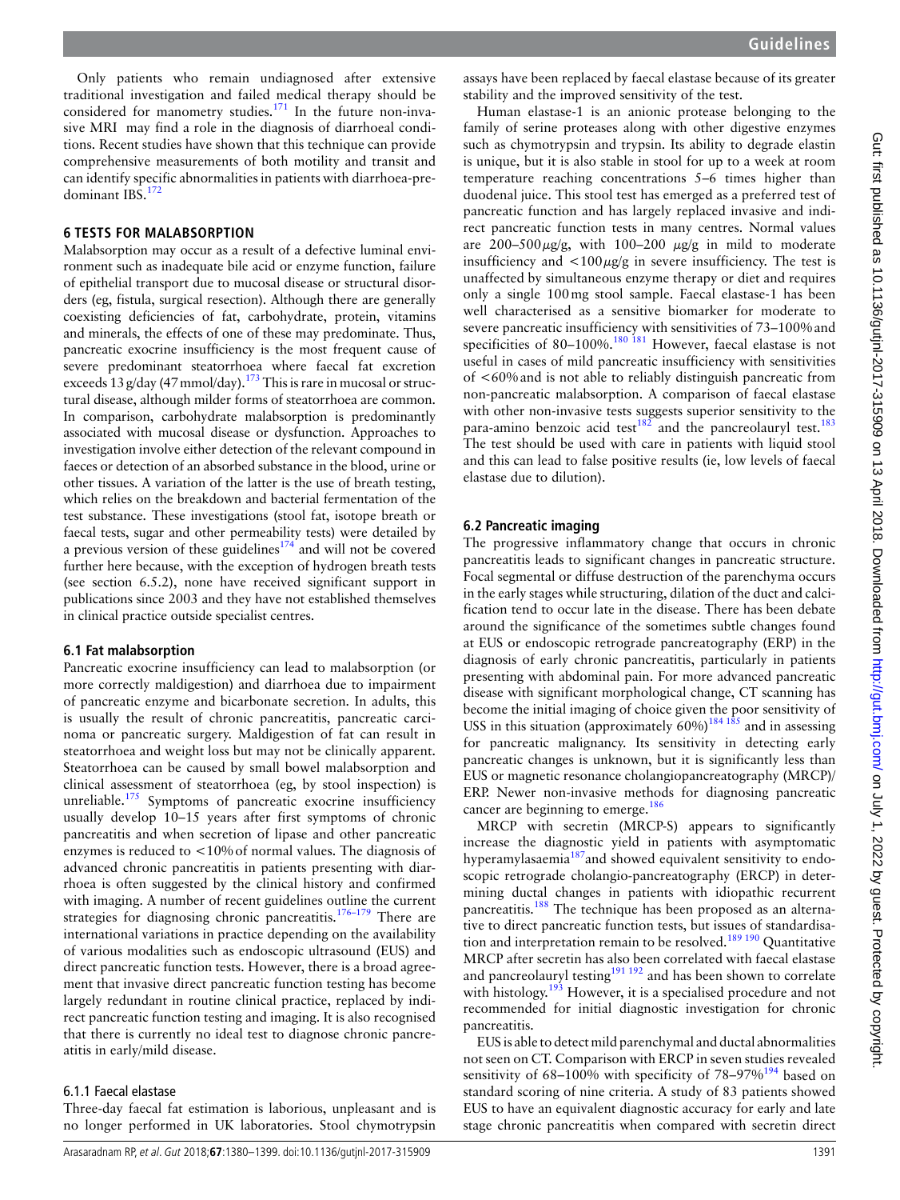Only patients who remain undiagnosed after extensive traditional investigation and failed medical therapy should be considered for manometry studies.[171] In the future non-invasive MRI may find a role in the diagnosis of diarrhoeal conditions. Recent studies have shown that this technique can provide comprehensive measurements of both motility and transit and can identify specific abnormalities in patients with diarrhoea-predominant IBS.[172]

## 6 TESTS FOR MALABSORPTION

Malabsorption may occur as a result of a defective luminal environment such as inadequate bile acid or enzyme function, failure of epithelial transport due to mucosal disease or structural disorders (eg, fistula, surgical resection). Although there are generally coexisting deficiencies of fat, carbohydrate, protein, vitamins and minerals, the effects of one of these may predominate. Thus, pancreatic exocrine insufficiency is the most frequent cause of severe predominant steatorrhoea where faecal fat excretion exceeds 13 g/day (47 mmol/day).[173] This is rare in mucosal or structural disease, although milder forms of steatorrhoea are common. In comparison, carbohydrate malabsorption is predominantly associated with mucosal disease or dysfunction. Approaches to investigation involve either detection of the relevant compound in faeces or detection of an absorbed substance in the blood, urine or other tissues. A variation of the latter is the use of breath testing, which relies on the breakdown and bacterial fermentation of the test substance. These investigations (stool fat, isotope breath or faecal tests, sugar and other permeability tests) were detailed by a previous version of these guidelines[174] and will not be covered further here because, with the exception of hydrogen breath tests (see section 6.5.2), none have received significant support in publications since 2003 and they have not established themselves in clinical practice outside specialist centres.

### 6.1 Fat malabsorption

Pancreatic exocrine insufficiency can lead to malabsorption (or more correctly maldigestion) and diarrhoea due to impairment of pancreatic enzyme and bicarbonate secretion. In adults, this is usually the result of chronic pancreatitis, pancreatic carcinoma or pancreatic surgery. Maldigestion of fat can result in steatorrhoea and weight loss but may not be clinically apparent. Steatorrhoea can be caused by small bowel malabsorption and clinical assessment of steatorrhoea (eg, by stool inspection) is unreliable.[175] Symptoms of pancreatic exocrine insufficiency usually develop 10–15 years after first symptoms of chronic pancreatitis and when secretion of lipase and other pancreatic enzymes is reduced to <10% of normal values. The diagnosis of advanced chronic pancreatitis in patients presenting with diarrhoea is often suggested by the clinical history and confirmed with imaging. A number of recent guidelines outline the current strategies for diagnosing chronic pancreatitis.[176–179] There are international variations in practice depending on the availability of various modalities such as endoscopic ultrasound (EUS) and direct pancreatic function tests. However, there is a broad agreement that invasive direct pancreatic function testing has become largely redundant in routine clinical practice, replaced by indirect pancreatic function testing and imaging. It is also recognised that there is currently no ideal test to diagnose chronic pancreatitis in early/mild disease.

#### 6.1.1 Faecal elastase

Three-day faecal fat estimation is laborious, unpleasant and is no longer performed in UK laboratories. Stool chymotrypsin assays have been replaced by faecal elastase because of its greater stability and the improved sensitivity of the test.

Human elastase-1 is an anionic protease belonging to the family of serine proteases along with other digestive enzymes such as chymotrypsin and trypsin. Its ability to degrade elastin is unique, but it is also stable in stool for up to a week at room temperature reaching concentrations 5–6 times higher than duodenal juice. This stool test has emerged as a preferred test of pancreatic function and has largely replaced invasive and indirect pancreatic function tests in many centres. Normal values are 200–500 μg/g, with 100–200 μg/g in mild to moderate insufficiency and <100 μg/g in severe insufficiency. The test is unaffected by simultaneous enzyme therapy or diet and requires only a single 100 mg stool sample. Faecal elastase-1 has been well characterised as a sensitive biomarker for moderate to severe pancreatic insufficiency with sensitivities of 73–100% and specificities of 80–100%.[180 181] However, faecal elastase is not useful in cases of mild pancreatic insufficiency with sensitivities of <60% and is not able to reliably distinguish pancreatic from non-pancreatic malabsorption. A comparison of faecal elastase with other non-invasive tests suggests superior sensitivity to the para-amino benzoic acid test[182] and the pancreolauryl test.[183] The test should be used with care in patients with liquid stool and this can lead to false positive results (ie, low levels of faecal elastase due to dilution).

### 6.2 Pancreatic imaging

The progressive inflammatory change that occurs in chronic pancreatitis leads to significant changes in pancreatic structure. Focal segmental or diffuse destruction of the parenchyma occurs in the early stages while structuring, dilation of the duct and calcification tend to occur late in the disease. There has been debate around the significance of the sometimes subtle changes found at EUS or endoscopic retrograde pancreatography (ERP) in the diagnosis of early chronic pancreatitis, particularly in patients presenting with abdominal pain. For more advanced pancreatic disease with significant morphological change, CT scanning has become the initial imaging of choice given the poor sensitivity of USS in this situation (approximately 60%)[184 185] and in assessing for pancreatic malignancy. Its sensitivity in detecting early pancreatic changes is unknown, but it is significantly less than EUS or magnetic resonance cholangiopancreatography (MRCP)/ERP. Newer non-invasive methods for diagnosing pancreatic cancer are beginning to emerge.[186]

MRCP with secretin (MRCP-S) appears to significantly increase the diagnostic yield in patients with asymptomatic hyperamylasaemia[187] and showed equivalent sensitivity to endoscopic retrograde cholangio-pancreatography (ERCP) in determining ductal changes in patients with idiopathic recurrent pancreatitis.[188] The technique has been proposed as an alternative to direct pancreatic function tests, but issues of standardisation and interpretation remain to be resolved.[189 190] Quantitative MRCP after secretin has also been correlated with faecal elastase and pancreolauryl testing[191 192] and has been shown to correlate with histology.[193] However, it is a specialised procedure and not recommended for initial diagnostic investigation for chronic pancreatitis.

EUS is able to detect mild parenchymal and ductal abnormalities not seen on CT. Comparison with ERCP in seven studies revealed sensitivity of 68–100% with specificity of 78–97%[194] based on standard scoring of nine criteria. A study of 83 patients showed EUS to have an equivalent diagnostic accuracy for early and late stage chronic pancreatitis when compared with secretin direct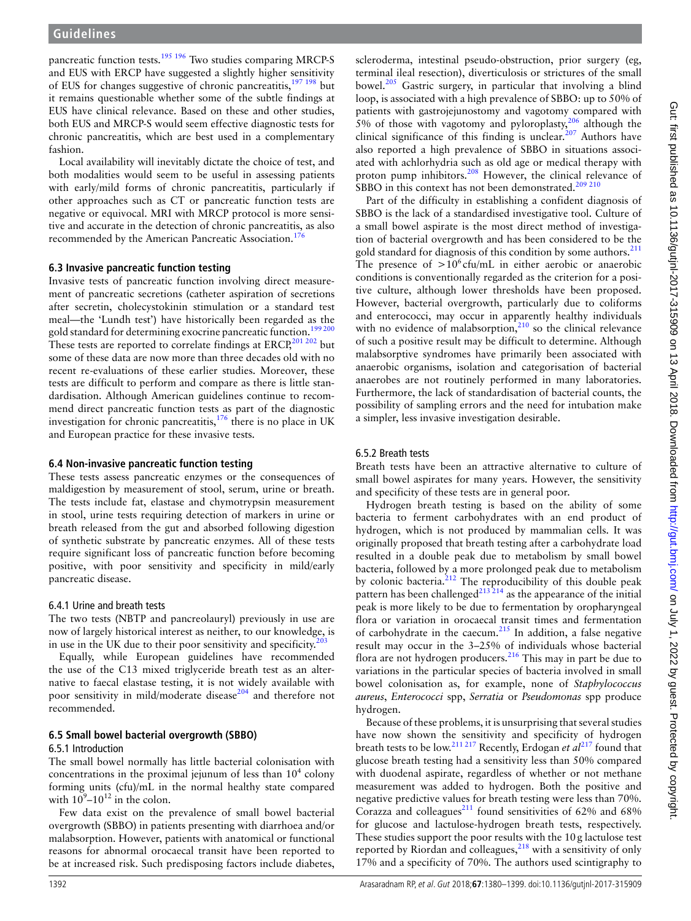pancreatic function tests.[195 196] Two studies comparing MRCP-S and EUS with ERCP have suggested a slightly higher sensitivity of EUS for changes suggestive of chronic pancreatitis,[197 198] but it remains questionable whether some of the subtle findings at EUS have clinical relevance. Based on these and other studies, both EUS and MRCP-S would seem effective diagnostic tests for chronic pancreatitis, which are best used in a complementary fashion.

Local availability will inevitably dictate the choice of test, and both modalities would seem to be useful in assessing patients with early/mild forms of chronic pancreatitis, particularly if other approaches such as CT or pancreatic function tests are negative or equivocal. MRI with MRCP protocol is more sensitive and accurate in the detection of chronic pancreatitis, as also recommended by the American Pancreatic Association.[176]

### 6.3 Invasive pancreatic function testing

Invasive tests of pancreatic function involving direct measurement of pancreatic secretions (catheter aspiration of secretions after secretin, cholecystokinin stimulation or a standard test meal—the 'Lundh test') have historically been regarded as the gold standard for determining exocrine pancreatic function.[199 200] These tests are reported to correlate findings at ERCP,[201 202] but some of these data are now more than three decades old with no recent re-evaluations of these earlier studies. Moreover, these tests are difficult to perform and compare as there is little standardisation. Although American guidelines continue to recommend direct pancreatic function tests as part of the diagnostic investigation for chronic pancreatitis,[176] there is no place in UK and European practice for these invasive tests.

### 6.4 Non-invasive pancreatic function testing

These tests assess pancreatic enzymes or the consequences of maldigestion by measurement of stool, serum, urine or breath. The tests include fat, elastase and chymotrypsin measurement in stool, urine tests requiring detection of markers in urine or breath released from the gut and absorbed following digestion of synthetic substrate by pancreatic enzymes. All of these tests require significant loss of pancreatic function before becoming positive, with poor sensitivity and specificity in mild/early pancreatic disease.

#### 6.4.1 Urine and breath tests

The two tests (NBTP and pancreolauryl) previously in use are now of largely historical interest as neither, to our knowledge, is in use in the UK due to their poor sensitivity and specificity.[203]

Equally, while European guidelines have recommended the use of the C13 mixed triglyceride breath test as an alternative to faecal elastase testing, it is not widely available with poor sensitivity in mild/moderate disease[204] and therefore not recommended.

### 6.5 Small bowel bacterial overgrowth (SBBO)

#### 6.5.1 Introduction

The small bowel normally has little bacterial colonisation with concentrations in the proximal jejunum of less than $10^4$ colony forming units (cfu)/mL in the normal healthy state compared with $10^9$–$10^{12}$ in the colon.

Few data exist on the prevalence of small bowel bacterial overgrowth (SBBO) in patients presenting with diarrhoea and/or malabsorption. However, patients with anatomical or functional reasons for abnormal orocaecal transit have been reported to be at increased risk. Such predisposing factors include diabetes, scleroderma, intestinal pseudo-obstruction, prior surgery (eg, terminal ileal resection), diverticulosis or strictures of the small bowel.[205] Gastric surgery, in particular that involving a blind loop, is associated with a high prevalence of SBBO: up to 50% of patients with gastrojejunostomy and vagotomy compared with 5% of those with vagotomy and pyloroplasty,[206] although the clinical significance of this finding is unclear.[207] Authors have also reported a high prevalence of SBBO in situations associated with achlorhydria such as old age or medical therapy with proton pump inhibitors.[208] However, the clinical relevance of SBBO in this context has not been demonstrated.[209 210]

Part of the difficulty in establishing a confident diagnosis of SBBO is the lack of a standardised investigative tool. Culture of a small bowel aspirate is the most direct method of investigation of bacterial overgrowth and has been considered to be the gold standard for diagnosis of this condition by some authors.[211] The presence of $>10^6$ cfu/mL in either aerobic or anaerobic conditions is conventionally regarded as the criterion for a positive culture, although lower thresholds have been proposed. However, bacterial overgrowth, particularly due to coliforms and enterococci, may occur in apparently healthy individuals with no evidence of malabsorption,[210] so the clinical relevance of such a positive result may be difficult to determine. Although malabsorptive syndromes have primarily been associated with anaerobic organisms, isolation and categorisation of bacterial anaerobes are not routinely performed in many laboratories. Furthermore, the lack of standardisation of bacterial counts, the possibility of sampling errors and the need for intubation make a simpler, less invasive investigation desirable.

#### 6.5.2 Breath tests

Breath tests have been an attractive alternative to culture of small bowel aspirates for many years. However, the sensitivity and specificity of these tests are in general poor.

Hydrogen breath testing is based on the ability of some bacteria to ferment carbohydrates with an end product of hydrogen, which is not produced by mammalian cells. It was originally proposed that breath testing after a carbohydrate load resulted in a double peak due to metabolism by small bowel bacteria, followed by a more prolonged peak due to metabolism by colonic bacteria.[212] The reproducibility of this double peak pattern has been challenged[213 214] as the appearance of the initial peak is more likely to be due to fermentation by oropharyngeal flora or variation in orocaecal transit times and fermentation of carbohydrate in the caecum.[215] In addition, a false negative result may occur in the 3–25% of individuals whose bacterial flora are not hydrogen producers.[216] This may in part be due to variations in the particular species of bacteria involved in small bowel colonisation as, for example, none of *Staphylococcus aureus*, *Enterococci* spp, *Serratia* or *Pseudomonas* spp produce hydrogen.

Because of these problems, it is unsurprising that several studies have now shown the sensitivity and specificity of hydrogen breath tests to be low.[211 217] Recently, Erdogan *et al*[217] found that glucose breath testing had a sensitivity less than 50% compared with duodenal aspirate, regardless of whether or not methane measurement was added to hydrogen. Both the positive and negative predictive values for breath testing were less than 70%. Corazza and colleagues[211] found sensitivities of 62% and 68% for glucose and lactulose-hydrogen breath tests, respectively. These studies support the poor results with the 10 g lactulose test reported by Riordan and colleagues,[218] with a sensitivity of only 17% and a specificity of 70%. The authors used scintigraphy to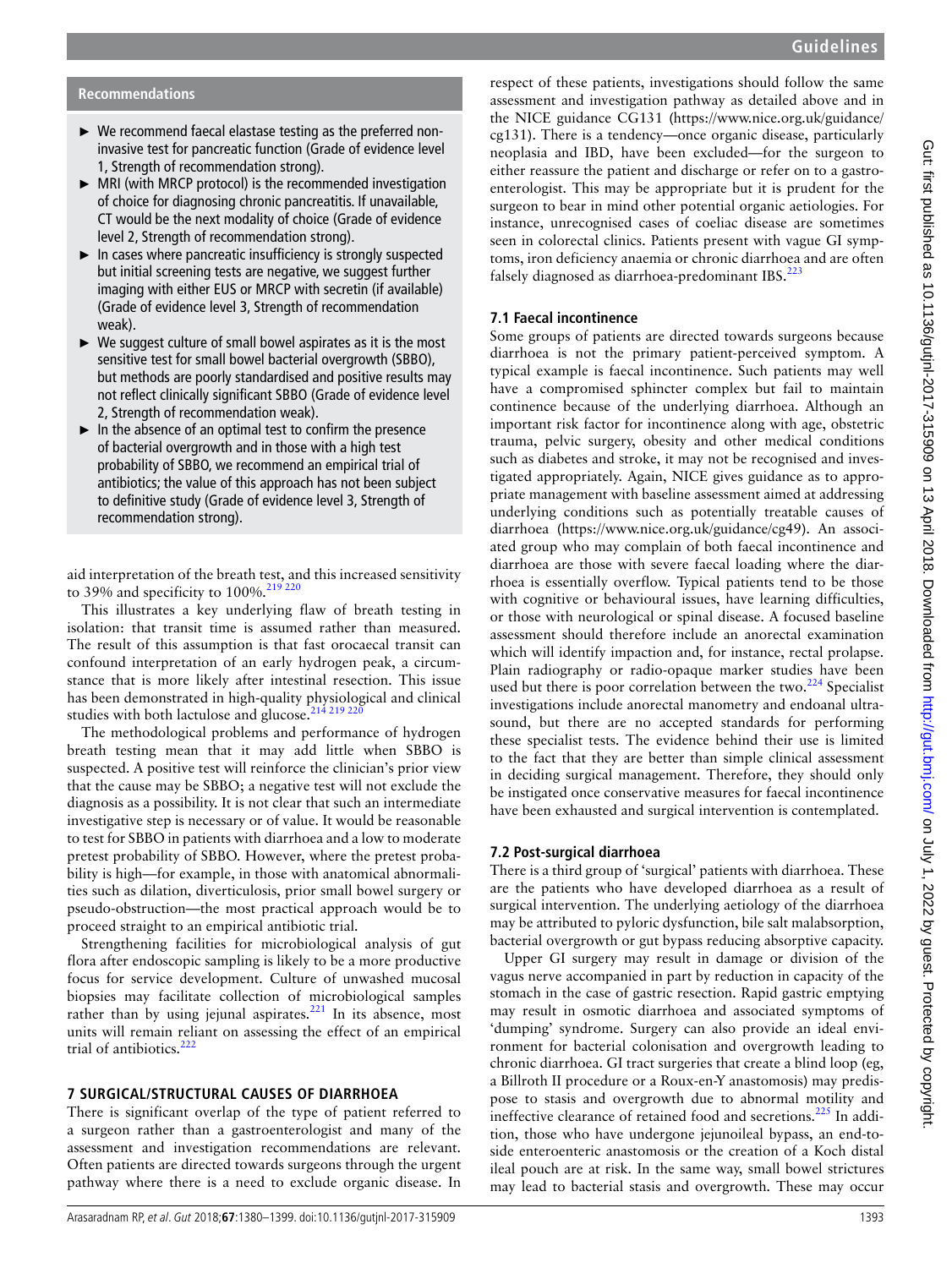## Recommendations

- We recommend faecal elastase testing as the preferred non-invasive test for pancreatic function (Grade of evidence level 1, Strength of recommendation strong).
- MRI (with MRCP protocol) is the recommended investigation of choice for diagnosing chronic pancreatitis. If unavailable, CT would be the next modality of choice (Grade of evidence level 2, Strength of recommendation strong).
- In cases where pancreatic insufficiency is strongly suspected but initial screening tests are negative, we suggest further imaging with either EUS or MRCP with secretin (if available) (Grade of evidence level 3, Strength of recommendation weak).
- We suggest culture of small bowel aspirates as it is the most sensitive test for small bowel bacterial overgrowth (SBBO), but methods are poorly standardised and positive results may not reflect clinically significant SBBO (Grade of evidence level 2, Strength of recommendation weak).
- In the absence of an optimal test to confirm the presence of bacterial overgrowth and in those with a high test probability of SBBO, we recommend an empirical trial of antibiotics; the value of this approach has not been subject to definitive study (Grade of evidence level 3, Strength of recommendation strong).

aid interpretation of the breath test, and this increased sensitivity to 39% and specificity to 100%.[219 220]

This illustrates a key underlying flaw of breath testing in isolation: that transit time is assumed rather than measured. The result of this assumption is that fast orocaecal transit can confound interpretation of an early hydrogen peak, a circumstance that is more likely after intestinal resection. This issue has been demonstrated in high-quality physiological and clinical studies with both lactulose and glucose.[214 219 220]

The methodological problems and performance of hydrogen breath testing mean that it may add little when SBBO is suspected. A positive test will reinforce the clinician's prior view that the cause may be SBBO; a negative test will not exclude the diagnosis as a possibility. It is not clear that such an intermediate investigative step is necessary or of value. It would be reasonable to test for SBBO in patients with diarrhoea and a low to moderate pretest probability of SBBO. However, where the pretest probability is high—for example, in those with anatomical abnormalities such as dilation, diverticulosis, prior small bowel surgery or pseudo-obstruction—the most practical approach would be to proceed straight to an empirical antibiotic trial.

Strengthening facilities for microbiological analysis of gut flora after endoscopic sampling is likely to be a more productive focus for service development. Culture of unwashed mucosal biopsies may facilitate collection of microbiological samples rather than by using jejunal aspirates.[221] In its absence, most units will remain reliant on assessing the effect of an empirical trial of antibiotics.[222]

## 7 SURGICAL/STRUCTURAL CAUSES OF DIARRHOEA

There is significant overlap of the type of patient referred to a surgeon rather than a gastroenterologist and many of the assessment and investigation recommendations are relevant. Often patients are directed towards surgeons through the urgent pathway where there is a need to exclude organic disease. In respect of these patients, investigations should follow the same assessment and investigation pathway as detailed above and in the NICE guidance CG131 (https://www.nice.org.uk/guidance/cg131). There is a tendency—once organic disease, particularly neoplasia and IBD, have been excluded—for the surgeon to either reassure the patient and discharge or refer on to a gastroenterologist. This may be appropriate but it is prudent for the surgeon to bear in mind other potential organic aetiologies. For instance, unrecognised cases of coeliac disease are sometimes seen in colorectal clinics. Patients present with vague GI symptoms, iron deficiency anaemia or chronic diarrhoea and are often falsely diagnosed as diarrhoea-predominant IBS.[223]

### 7.1 Faecal incontinence

Some groups of patients are directed towards surgeons because diarrhoea is not the primary patient-perceived symptom. A typical example is faecal incontinence. Such patients may well have a compromised sphincter complex but fail to maintain continence because of the underlying diarrhoea. Although an important risk factor for incontinence along with age, obstetric trauma, pelvic surgery, obesity and other medical conditions such as diabetes and stroke, it may not be recognised and investigated appropriately. Again, NICE gives guidance as to appropriate management with baseline assessment aimed at addressing underlying conditions such as potentially treatable causes of diarrhoea (https://www.nice.org.uk/guidance/cg49). An associated group who may complain of both faecal incontinence and diarrhoea are those with severe faecal loading where the diarrhoea is essentially overflow. Typical patients tend to be those with cognitive or behavioural issues, have learning difficulties, or those with neurological or spinal disease. A focused baseline assessment should therefore include an anorectal examination which will identify impaction and, for instance, rectal prolapse. Plain radiography or radio-opaque marker studies have been used but there is poor correlation between the two.[224] Specialist investigations include anorectal manometry and endoanal ultrasound, but there are no accepted standards for performing these specialist tests. The evidence behind their use is limited to the fact that they are better than simple clinical assessment in deciding surgical management. Therefore, they should only be instigated once conservative measures for faecal incontinence have been exhausted and surgical intervention is contemplated.

### 7.2 Post-surgical diarrhoea

There is a third group of 'surgical' patients with diarrhoea. These are the patients who have developed diarrhoea as a result of surgical intervention. The underlying aetiology of the diarrhoea may be attributed to pyloric dysfunction, bile salt malabsorption, bacterial overgrowth or gut bypass reducing absorptive capacity.

Upper GI surgery may result in damage or division of the vagus nerve accompanied in part by reduction in capacity of the stomach in the case of gastric resection. Rapid gastric emptying may result in osmotic diarrhoea and associated symptoms of 'dumping' syndrome. Surgery can also provide an ideal environment for bacterial colonisation and overgrowth leading to chronic diarrhoea. GI tract surgeries that create a blind loop (eg, a Billroth II procedure or a Roux-en-Y anastomosis) may predispose to stasis and overgrowth due to abnormal motility and ineffective clearance of retained food and secretions.[225] In addition, those who have undergone jejunoileal bypass, an end-to-side enteroenteric anastomosis or the creation of a Koch distal ileal pouch are at risk. In the same way, small bowel strictures may lead to bacterial stasis and overgrowth. These may occur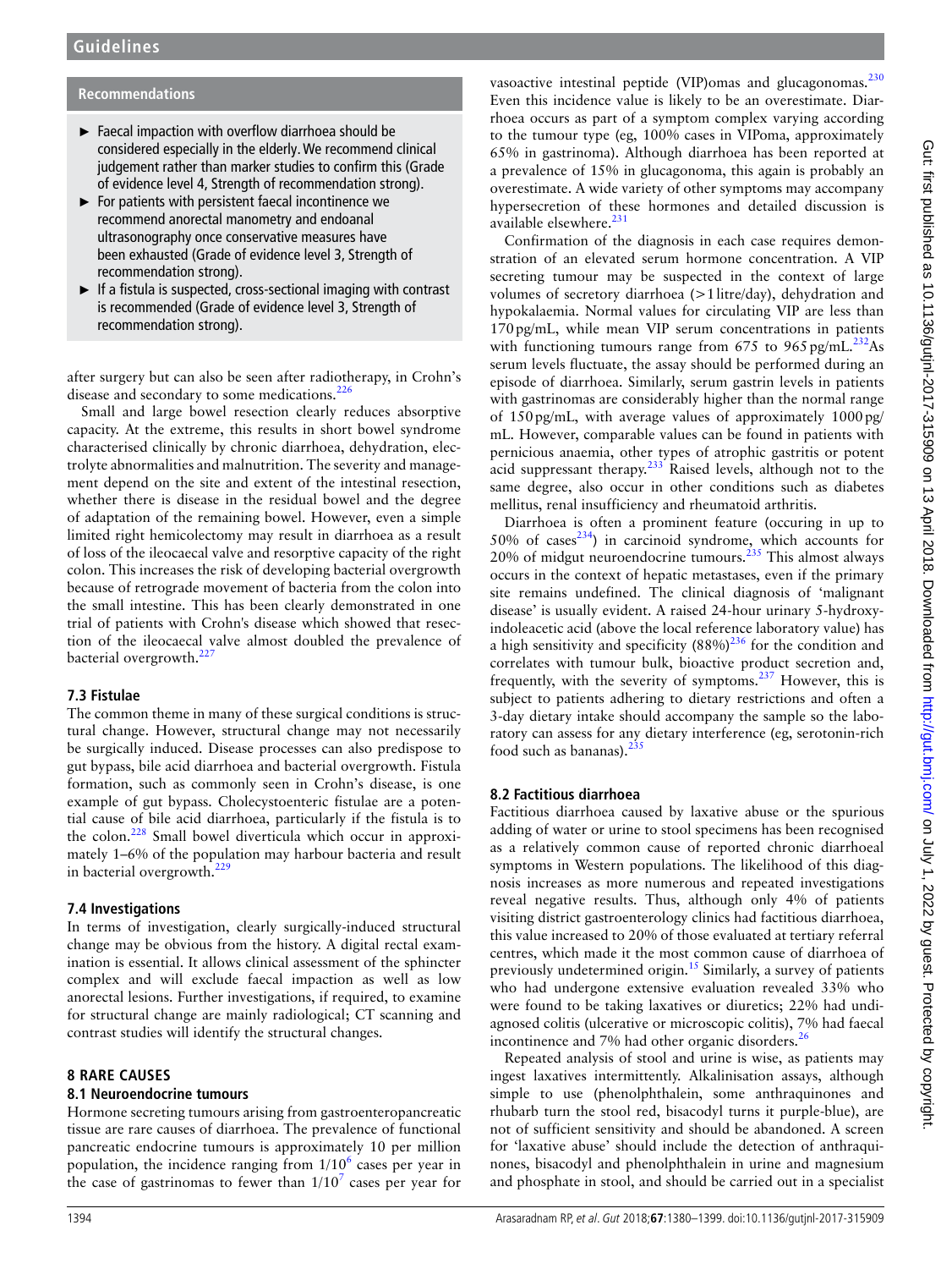**Recommendations**

- Faecal impaction with overflow diarrhoea should be considered especially in the elderly. We recommend clinical judgement rather than marker studies to confirm this (Grade of evidence level 4, Strength of recommendation strong).
- For patients with persistent faecal incontinence we recommend anorectal manometry and endoanal ultrasonography once conservative measures have been exhausted (Grade of evidence level 3, Strength of recommendation strong).
- If a fistula is suspected, cross-sectional imaging with contrast is recommended (Grade of evidence level 3, Strength of recommendation strong).

after surgery but can also be seen after radiotherapy, in Crohn's disease and secondary to some medications.[226]

Small and large bowel resection clearly reduces absorptive capacity. At the extreme, this results in short bowel syndrome characterised clinically by chronic diarrhoea, dehydration, electrolyte abnormalities and malnutrition. The severity and management depend on the site and extent of the intestinal resection, whether there is disease in the residual bowel and the degree of adaptation of the remaining bowel. However, even a simple limited right hemicolectomy may result in diarrhoea as a result of loss of the ileocaecal valve and resorptive capacity of the right colon. This increases the risk of developing bacterial overgrowth because of retrograde movement of bacteria from the colon into the small intestine. This has been clearly demonstrated in one trial of patients with Crohn's disease which showed that resection of the ileocaecal valve almost doubled the prevalence of bacterial overgrowth.[227]

### 7.3 Fistulae

The common theme in many of these surgical conditions is structural change. However, structural change may not necessarily be surgically induced. Disease processes can also predispose to gut bypass, bile acid diarrhoea and bacterial overgrowth. Fistula formation, such as commonly seen in Crohn's disease, is one example of gut bypass. Cholecystoenteric fistulae are a potential cause of bile acid diarrhoea, particularly if the fistula is to the colon.[228] Small bowel diverticula which occur in approximately 1–6% of the population may harbour bacteria and result in bacterial overgrowth.[229]

### 7.4 Investigations

In terms of investigation, clearly surgically-induced structural change may be obvious from the history. A digital rectal examination is essential. It allows clinical assessment of the sphincter complex and will exclude faecal impaction as well as low anorectal lesions. Further investigations, if required, to examine for structural change are mainly radiological; CT scanning and contrast studies will identify the structural changes.

## 8 RARE CAUSES

### 8.1 Neuroendocrine tumours

Hormone secreting tumours arising from gastroenteropancreatic tissue are rare causes of diarrhoea. The prevalence of functional pancreatic endocrine tumours is approximately 10 per million population, the incidence ranging from $1/10^6$ cases per year in the case of gastrinomas to fewer than $1/10^7$ cases per year for vasoactive intestinal peptide (VIP)omas and glucagonomas.[230] Even this incidence value is likely to be an overestimate. Diarrhoea occurs as part of a symptom complex varying according to the tumour type (eg, 100% cases in VIPoma, approximately 65% in gastrinoma). Although diarrhoea has been reported at a prevalence of 15% in glucagonoma, this again is probably an overestimate. A wide variety of other symptoms may accompany hypersecretion of these hormones and detailed discussion is available elsewhere.[231]

Confirmation of the diagnosis in each case requires demonstration of an elevated serum hormone concentration. A VIP secreting tumour may be suspected in the context of large volumes of secretory diarrhoea (>1 litre/day), dehydration and hypokalaemia. Normal values for circulating VIP are less than 170 pg/mL, while mean VIP serum concentrations in patients with functioning tumours range from 675 to 965 pg/mL.[232]As serum levels fluctuate, the assay should be performed during an episode of diarrhoea. Similarly, serum gastrin levels in patients with gastrinomas are considerably higher than the normal range of 150 pg/mL, with average values of approximately 1000 pg/mL. However, comparable values can be found in patients with pernicious anaemia, other types of atrophic gastritis or potent acid suppressant therapy.[233] Raised levels, although not to the same degree, also occur in other conditions such as diabetes mellitus, renal insufficiency and rheumatoid arthritis.

Diarrhoea is often a prominent feature (occuring in up to 50% of cases[234]) in carcinoid syndrome, which accounts for 20% of midgut neuroendocrine tumours.[235] This almost always occurs in the context of hepatic metastases, even if the primary site remains undefined. The clinical diagnosis of 'malignant disease' is usually evident. A raised 24-hour urinary 5-hydroxyindoleacetic acid (above the local reference laboratory value) has a high sensitivity and specificity (88%)[236] for the condition and correlates with tumour bulk, bioactive product secretion and, frequently, with the severity of symptoms.[237] However, this is subject to patients adhering to dietary restrictions and often a 3-day dietary intake should accompany the sample so the laboratory can assess for any dietary interference (eg, serotonin-rich food such as bananas).[235]

### 8.2 Factitious diarrhoea

Factitious diarrhoea caused by laxative abuse or the spurious adding of water or urine to stool specimens has been recognised as a relatively common cause of reported chronic diarrhoeal symptoms in Western populations. The likelihood of this diagnosis increases as more numerous and repeated investigations reveal negative results. Thus, although only 4% of patients visiting district gastroenterology clinics had factitious diarrhoea, this value increased to 20% of those evaluated at tertiary referral centres, which made it the most common cause of diarrhoea of previously undetermined origin.[15] Similarly, a survey of patients who had undergone extensive evaluation revealed 33% who were found to be taking laxatives or diuretics; 22% had undiagnosed colitis (ulcerative or microscopic colitis), 7% had faecal incontinence and 7% had other organic disorders.[26]

Repeated analysis of stool and urine is wise, as patients may ingest laxatives intermittently. Alkalinisation assays, although simple to use (phenolphthalein, some anthraquinones and rhubarb turn the stool red, bisacodyl turns it purple-blue), are not of sufficient sensitivity and should be abandoned. A screen for 'laxative abuse' should include the detection of anthraquinones, bisacodyl and phenolphthalein in urine and magnesium and phosphate in stool, and should be carried out in a specialist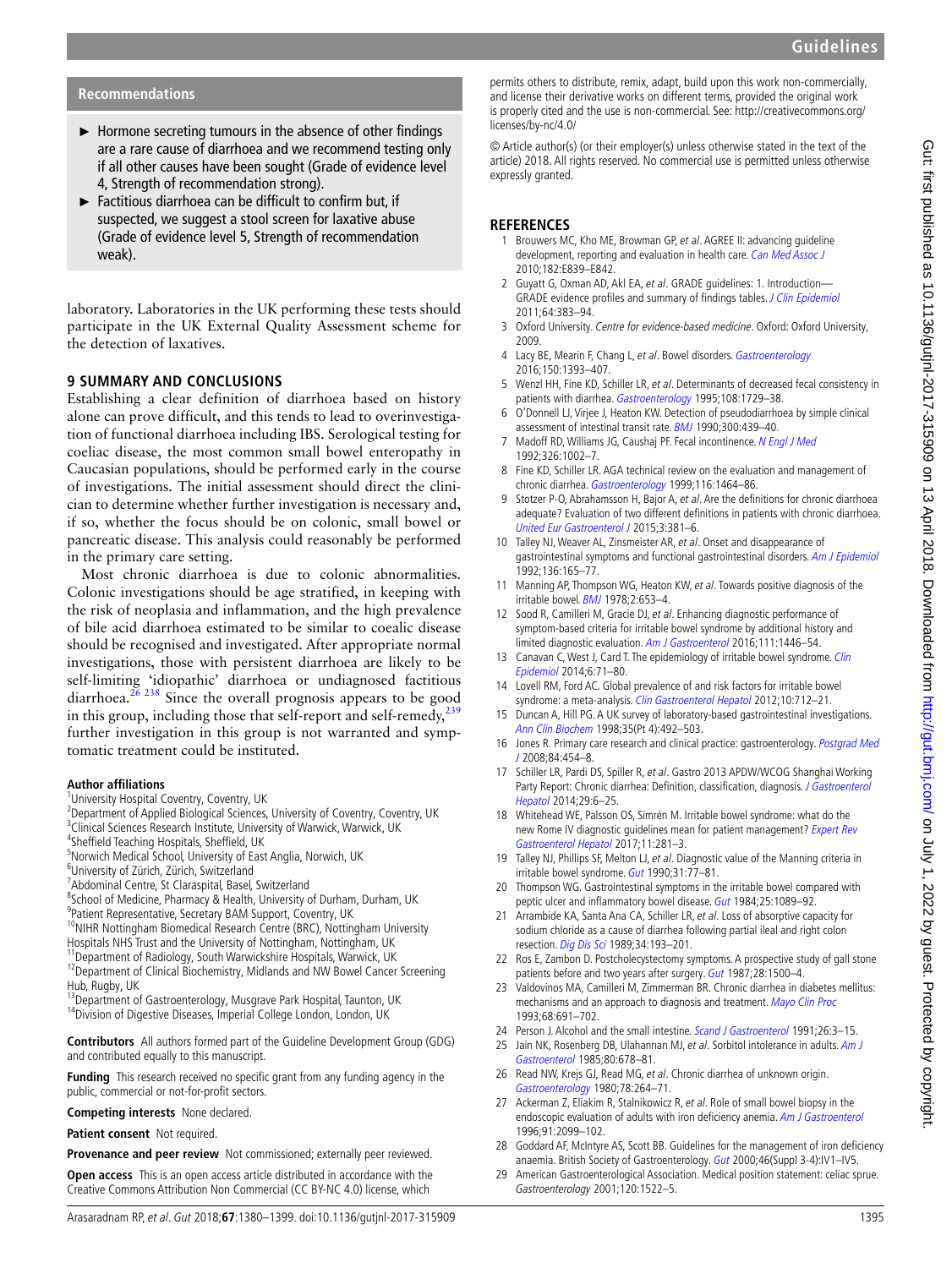## Recommendations

- Hormone secreting tumours in the absence of other findings are a rare cause of diarrhoea and we recommend testing only if all other causes have been sought (Grade of evidence level 4, Strength of recommendation strong).
- Factitious diarrhoea can be difficult to confirm but, if suspected, we suggest a stool screen for laxative abuse (Grade of evidence level 5, Strength of recommendation weak).

laboratory. Laboratories in the UK performing these tests should participate in the UK External Quality Assessment scheme for the detection of laxatives.

## 9 SUMMARY AND CONCLUSIONS

Establishing a clear definition of diarrhoea based on history alone can prove difficult, and this tends to lead to overinvestigation of functional diarrhoea including IBS. Serological testing for coeliac disease, the most common small bowel enteropathy in Caucasian populations, should be performed early in the course of investigations. The initial assessment should direct the clinician to determine whether further investigation is necessary and, if so, whether the focus should be on colonic, small bowel or pancreatic disease. This analysis could reasonably be performed in the primary care setting.

Most chronic diarrhoea is due to colonic abnormalities. Colonic investigations should be age stratified, in keeping with the risk of neoplasia and inflammation, and the high prevalence of bile acid diarrhoea estimated to be similar to coealic disease should be recognised and investigated. After appropriate normal investigations, those with persistent diarrhoea are likely to be self-limiting 'idiopathic' diarrhoea or undiagnosed factitious diarrhoea.[26 238] Since the overall prognosis appears to be good in this group, including those that self-report and self-remedy,[239] further investigation in this group is not warranted and symptomatic treatment could be instituted.

**Author affiliations**
[1]University Hospital Coventry, Coventry, UK
[2]Department of Applied Biological Sciences, University of Coventry, Coventry, UK
[3]Clinical Sciences Research Institute, University of Warwick, Warwick, UK
[4]Sheffield Teaching Hospitals, Sheffield, UK
[5]Norwich Medical School, University of East Anglia, Norwich, UK
[6]University of Zürich, Zürich, Switzerland
[7]Abdominal Centre, St Claraspital, Basel, Switzerland
[8]School of Medicine, Pharmacy & Health, University of Durham, Durham, UK
[9]Patient Representative, Secretary BAM Support, Coventry, UK
[10]NIHR Nottingham Biomedical Research Centre (BRC), Nottingham University Hospitals NHS Trust and the University of Nottingham, Nottingham, UK
[11]Department of Radiology, South Warwickshire Hospitals, Warwick, UK
[12]Department of Clinical Biochemistry, Midlands and NW Bowel Cancer Screening Hub, Rugby, UK
[13]Department of Gastroenterology, Musgrave Park Hospital, Taunton, UK
[14]Division of Digestive Diseases, Imperial College London, London, UK

**Contributors** All authors formed part of the Guideline Development Group (GDG) and contributed equally to this manuscript.

**Funding** This research received no specific grant from any funding agency in the public, commercial or not-for-profit sectors.

**Competing interests** None declared.

**Patient consent** Not required.

**Provenance and peer review** Not commissioned; externally peer reviewed.

**Open access** This is an open access article distributed in accordance with the Creative Commons Attribution Non Commercial (CC BY-NC 4.0) license, which permits others to distribute, remix, adapt, build upon this work non-commercially, and license their derivative works on different terms, provided the original work is properly cited and the use is non-commercial. See: http://creativecommons.org/licenses/by-nc/4.0/

© Article author(s) (or their employer(s) unless otherwise stated in the text of the article) 2018. All rights reserved. No commercial use is permitted unless otherwise expressly granted.

## REFERENCES

1. Brouwers MC, Kho ME, Browman GP, *et al*. AGREE II: advancing guideline development, reporting and evaluation in health care. *Can Med Assoc J* 2010;182:E839–E842.
2. Guyatt G, Oxman AD, Akl EA, *et al*. GRADE guidelines: 1. Introduction—GRADE evidence profiles and summary of findings tables. *J Clin Epidemiol* 2011;64:383–94.
3. Oxford University. *Centre for evidence-based medicine*. Oxford: Oxford University, 2009.
4. Lacy BE, Mearin F, Chang L, *et al*. Bowel disorders. *Gastroenterology* 2016;150:1393–407.
5. Wenzl HH, Fine KD, Schiller LR, *et al*. Determinants of decreased fecal consistency in patients with diarrhea. *Gastroenterology* 1995;108:1729–38.
6. O'Donnell LJ, Virjee J, Heaton KW. Detection of pseudodiarrhoea by simple clinical assessment of intestinal transit rate. *BMJ* 1990;300:439–40.
7. Madoff RD, Williams JG, Caushaj PF. Fecal incontinence. *N Engl J Med* 1992;326:1002–7.
8. Fine KD, Schiller LR. AGA technical review on the evaluation and management of chronic diarrhea. *Gastroenterology* 1999;116:1464–86.
9. Stotzer P-O, Abrahamsson H, Bajor A, *et al*. Are the definitions for chronic diarrhoea adequate? Evaluation of two different definitions in patients with chronic diarrhoea. *United Eur Gastroenterol J* 2015;3:381–6.
10. Talley NJ, Weaver AL, Zinsmeister AR, *et al*. Onset and disappearance of gastrointestinal symptoms and functional gastrointestinal disorders. *Am J Epidemiol* 1992;136:165–77.
11. Manning AP, Thompson WG, Heaton KW, *et al*. Towards positive diagnosis of the irritable bowel. *BMJ* 1978;2:653–4.
12. Sood R, Camilleri M, Gracie DJ, *et al*. Enhancing diagnostic performance of symptom-based criteria for irritable bowel syndrome by additional history and limited diagnostic evaluation. *Am J Gastroenterol* 2016;111:1446–54.
13. Canavan C, West J, Card T. The epidemiology of irritable bowel syndrome. *Clin Epidemiol* 2014;6:71–80.
14. Lovell RM, Ford AC. Global prevalence of and risk factors for irritable bowel syndrome: a meta-analysis. *Clin Gastroenterol Hepatol* 2012;10:712–21.
15. Duncan A, Hill PG. A UK survey of laboratory-based gastrointestinal investigations. *Ann Clin Biochem* 1998;35(Pt 4):492–503.
16. Jones R. Primary care research and clinical practice: gastroenterology. *Postgrad Med J* 2008;84:454–8.
17. Schiller LR, Pardi DS, Spiller R, *et al*. Gastro 2013 APDW/WCOG Shanghai Working Party Report: Chronic diarrhea: Definition, classification, diagnosis. *J Gastroenterol Hepatol* 2014;29:6–25.
18. Whitehead WE, Palsson OS, Simrén M. Irritable bowel syndrome: what do the new Rome IV diagnostic guidelines mean for patient management? *Expert Rev Gastroenterol Hepatol* 2017;11:281–3.
19. Talley NJ, Phillips SF, Melton LJ, *et al*. Diagnostic value of the Manning criteria in irritable bowel syndrome. *Gut* 1990;31:77–81.
20. Thompson WG. Gastrointestinal symptoms in the irritable bowel compared with peptic ulcer and inflammatory bowel disease. *Gut* 1984;25:1089–92.
21. Arrambide KA, Santa Ana CA, Schiller LR, *et al*. Loss of absorptive capacity for sodium chloride as a cause of diarrhea following partial ileal and right colon resection. *Dig Dis Sci* 1989;34:193–201.
22. Ros E, Zambon D. Postcholecystectomy symptoms. A prospective study of gall stone patients before and two years after surgery. *Gut* 1987;28:1500–4.
23. Valdovinos MA, Camilleri M, Zimmerman BR. Chronic diarrhea in diabetes mellitus: mechanisms and an approach to diagnosis and treatment. *Mayo Clin Proc* 1993;68:691–702.
24. Person J. Alcohol and the small intestine. *Scand J Gastroenterol* 1991;26:3–15.
25. Jain NK, Rosenberg DB, Ulahannan MJ, *et al*. Sorbitol intolerance in adults. *Am J Gastroenterol* 1985;80:678–81.
26. Read NW, Krejs GJ, Read MG, *et al*. Chronic diarrhea of unknown origin. *Gastroenterology* 1980;78:264–71.
27. Ackerman Z, Eliakim R, Stalnikowicz R, *et al*. Role of small bowel biopsy in the endoscopic evaluation of adults with iron deficiency anemia. *Am J Gastroenterol* 1996;91:2099–102.
28. Goddard AF, McIntyre AS, Scott BB. Guidelines for the management of iron deficiency anaemia. British Society of Gastroenterology. *Gut* 2000;46(Suppl 3-4):IV1–IV5.
29. American Gastroenterological Association. Medical position statement: celiac sprue. *Gastroenterology* 2001;120:1522–5.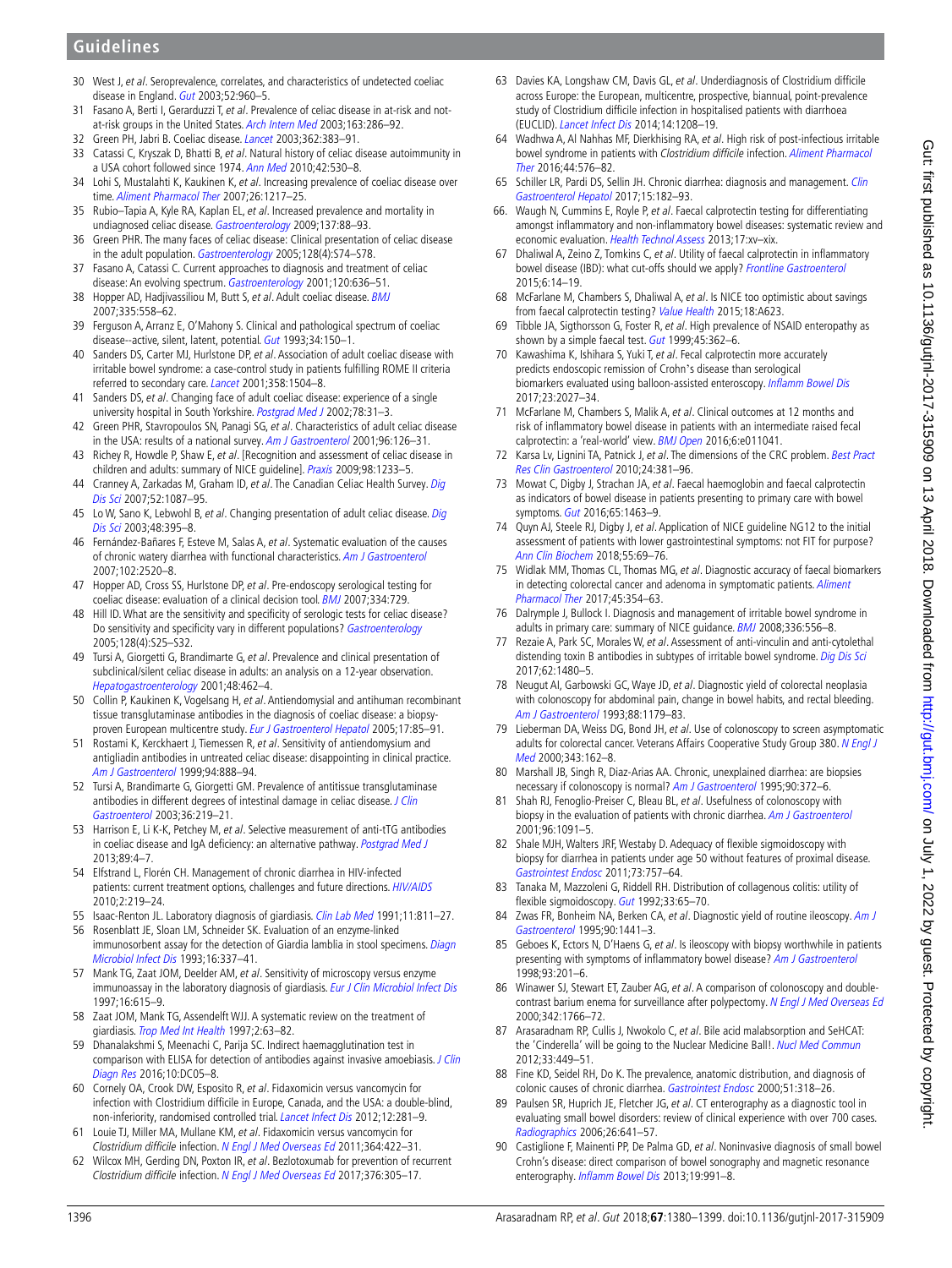30 West J, *et al*. Seroprevalence, correlates, and characteristics of undetected coeliac disease in England. *Gut* 2003;52:960–5.

31 Fasano A, Berti I, Gerarduzzi T, *et al*. Prevalence of celiac disease in at-risk and not-at-risk groups in the United States. *Arch Intern Med* 2003;163:286–92.

32 Green PH, Jabri B. Coeliac disease. *Lancet* 2003;362:383–91.

33 Catassi C, Kryszak D, Bhatti B, *et al*. Natural history of celiac disease autoimmunity in a USA cohort followed since 1974. *Ann Med* 2010;42:530–8.

34 Lohi S, Mustalahti K, Kaukinen K, *et al*. Increasing prevalence of coeliac disease over time. *Aliment Pharmacol Ther* 2007;26:1217–25.

35 Rubio–Tapia A, Kyle RA, Kaplan EL, *et al*. Increased prevalence and mortality in undiagnosed celiac disease. *Gastroenterology* 2009;137:88–93.

36 Green PHR. The many faces of celiac disease: Clinical presentation of celiac disease in the adult population. *Gastroenterology* 2005;128(4):S74–S78.

37 Fasano A, Catassi C. Current approaches to diagnosis and treatment of celiac disease: An evolving spectrum. *Gastroenterology* 2001;120:636–51.

38 Hopper AD, Hadjivassiliou M, Butt S, *et al*. Adult coeliac disease. *BMJ* 2007;335:558–62.

39 Ferguson A, Arranz E, O'Mahony S. Clinical and pathological spectrum of coeliac disease--active, silent, latent, potential. *Gut* 1993;34:150–1.

40 Sanders DS, Carter MJ, Hurlstone DP, *et al*. Association of adult coeliac disease with irritable bowel syndrome: a case-control study in patients fulfilling ROME II criteria referred to secondary care. *Lancet* 2001;358:1504–8.

41 Sanders DS, *et al*. Changing face of adult coeliac disease: experience of a single university hospital in South Yorkshire. *Postgrad Med J* 2002;78:31–3.

42 Green PHR, Stavropoulos SN, Panagi SG, *et al*. Characteristics of adult celiac disease in the USA: results of a national survey. *Am J Gastroenterol* 2001;96:126–31.

43 Richey R, Howdle P, Shaw E, *et al*. [Recognition and assessment of celiac disease in children and adults: summary of NICE guideline]. *Praxis* 2009;98:1233–5.

44 Cranney A, Zarkadas M, Graham ID, *et al*. The Canadian Celiac Health Survey. *Dig Dis Sci* 2007;52:1087–95.

45 Lo W, Sano K, Lebwohl B, *et al*. Changing presentation of adult celiac disease. *Dig Dis Sci* 2003;48:395–8.

46 Fernández-Bañares F, Esteve M, Salas A, *et al*. Systematic evaluation of the causes of chronic watery diarrhea with functional characteristics. *Am J Gastroenterol* 2007;102:2520–8.

47 Hopper AD, Cross SS, Hurlstone DP, *et al*. Pre-endoscopy serological testing for coeliac disease: evaluation of a clinical decision tool. *BMJ* 2007;334:729.

48 Hill ID. What are the sensitivity and specificity of serologic tests for celiac disease? Do sensitivity and specificity vary in different populations? *Gastroenterology* 2005;128(4):S25–S32.

49 Tursi A, Giorgetti G, Brandimarte G, *et al*. Prevalence and clinical presentation of subclinical/silent celiac disease in adults: an analysis on a 12-year observation. *Hepatogastroenterology* 2001;48:462–4.

50 Collin P, Kaukinen K, Vogelsang H, *et al*. Antiendomysial and antihuman recombinant tissue transglutaminase antibodies in the diagnosis of coeliac disease: a biopsy-proven European multicentre study. *Eur J Gastroenterol Hepatol* 2005;17:85–91.

51 Rostami K, Kerckhaert J, Tiemessen R, *et al*. Sensitivity of antiendomysium and antigliadin antibodies in untreated celiac disease: disappointing in clinical practice. *Am J Gastroenterol* 1999;94:888–94.

52 Tursi A, Brandimarte G, Giorgetti GM. Prevalence of antitissue transglutaminase antibodies in different degrees of intestinal damage in celiac disease. *J Clin Gastroenterol* 2003;36:219–21.

53 Harrison E, Li K-K, Petchey M, *et al*. Selective measurement of anti-tTG antibodies in coeliac disease and IgA deficiency: an alternative pathway. *Postgrad Med J* 2013;89:4–7.

54 Elfstrand L, Florén CH. Management of chronic diarrhea in HIV-infected patients: current treatment options, challenges and future directions. *HIV/AIDS* 2010;2:219–24.

55 Isaac-Renton JL. Laboratory diagnosis of giardiasis. *Clin Lab Med* 1991;11:811–27.

56 Rosenblatt JE, Sloan LM, Schneider SK. Evaluation of an enzyme-linked immunosorbent assay for the detection of Giardia lamblia in stool specimens. *Diagn Microbiol Infect Dis* 1993;16:337–41.

57 Mank TG, Zaat JOM, Deelder AM, *et al*. Sensitivity of microscopy versus enzyme immunoassay in the laboratory diagnosis of giardiasis. *Eur J Clin Microbiol Infect Dis* 1997;16:615–9.

58 Zaat JOM, Mank TG, Assendelft WJJ. A systematic review on the treatment of giardiasis. *Trop Med Int Health* 1997;2:63–82.

59 Dhanalakshmi S, Meenachi C, Parija SC. Indirect haemagglutination test in comparison with ELISA for detection of antibodies against invasive amoebiasis. *J Clin Diagn Res* 2016;10:DC05–8.

60 Cornely OA, Crook DW, Esposito R, *et al*. Fidaxomicin versus vancomycin for infection with Clostridium difficile in Europe, Canada, and the USA: a double-blind, non-inferiority, randomised controlled trial. *Lancet Infect Dis* 2012;12:281–9.

61 Louie TJ, Miller MA, Mullane KM, *et al*. Fidaxomicin versus vancomycin for Clostridium difficile infection. *N Engl J Med Overseas Ed* 2011;364:422–31.

62 Wilcox MH, Gerding DN, Poxton IR, *et al*. Bezlotoxumab for prevention of recurrent Clostridium difficile infection. *N Engl J Med Overseas Ed* 2017;376:305–17.

63 Davies KA, Longshaw CM, Davis GL, *et al*. Underdiagnosis of Clostridium difficile across Europe: the European, multicentre, prospective, biannual, point-prevalence study of Clostridium difficile infection in hospitalised patients with diarrhoea (EUCLID). *Lancet Infect Dis* 2014;14:1208–19.

64 Wadhwa A, Al Nahhas MF, Dierkhising RA, *et al*. High risk of post-infectious irritable bowel syndrome in patients with *Clostridium difficile* infection. *Aliment Pharmacol Ther* 2016;44:576–82.

65 Schiller LR, Pardi DS, Sellin JH. Chronic diarrhea: diagnosis and management. *Clin Gastroenterol Hepatol* 2017;15:182–93.

66. Waugh N, Cummins E, Royle P, *et al*. Faecal calprotectin testing for differentiating amongst inflammatory and non-inflammatory bowel diseases: systematic review and economic evaluation. *Health Technol Assess* 2013;17:xv–xix.

67 Dhaliwal A, Zeino Z, Tomkins C, *et al*. Utility of faecal calprotectin in inflammatory bowel disease (IBD): what cut-offs should we apply? *Frontline Gastroenterol* 2015;6:14–19.

68 McFarlane M, Chambers S, Dhaliwal A, *et al*. Is NICE too optimistic about savings from faecal calprotectin testing? *Value Health* 2015;18:A623.

69 Tibble JA, Sigthorsson G, Foster R, *et al*. High prevalence of NSAID enteropathy as shown by a simple faecal test. *Gut* 1999;45:362–6.

70 Kawashima K, Ishihara S, Yuki T, *et al*. Fecal calprotectin more accurately predicts endoscopic remission of Crohn's disease than serological biomarkers evaluated using balloon-assisted enteroscopy. *Inflamm Bowel Dis* 2017;23:2027–34.

71 McFarlane M, Chambers S, Malik A, *et al*. Clinical outcomes at 12 months and risk of inflammatory bowel disease in patients with an intermediate raised fecal calprotectin: a 'real-world' view. *BMJ Open* 2016;6:e011041.

72 Karsa Lv, Lignini TA, Patnick J, *et al*. The dimensions of the CRC problem. *Best Pract Res Clin Gastroenterol* 2010;24:381–96.

73 Mowat C, Digby J, Strachan JA, *et al*. Faecal haemoglobin and faecal calprotectin as indicators of bowel disease in patients presenting to primary care with bowel symptoms. *Gut* 2016;65:1463–9.

74 Quyn AJ, Steele RJ, Digby J, *et al*. Application of NICE guideline NG12 to the initial assessment of patients with lower gastrointestinal symptoms: not FIT for purpose? *Ann Clin Biochem* 2018;55:69–76.

75 Widlak MM, Thomas CL, Thomas MG, *et al*. Diagnostic accuracy of faecal biomarkers in detecting colorectal cancer and adenoma in symptomatic patients. *Aliment Pharmacol Ther* 2017;45:354–63.

76 Dalrymple J, Bullock I. Diagnosis and management of irritable bowel syndrome in adults in primary care: summary of NICE guidance. *BMJ* 2008;336:556–8.

77 Rezaie A, Park SC, Morales W, *et al*. Assessment of anti-vinculin and anti-cytolethal distending toxin B antibodies in subtypes of irritable bowel syndrome. *Dig Dis Sci* 2017;62:1480–5.

78 Neugut AI, Garbowski GC, Waye JD, *et al*. Diagnostic yield of colorectal neoplasia with colonoscopy for abdominal pain, change in bowel habits, and rectal bleeding. *Am J Gastroenterol* 1993;88:1179–83.

79 Lieberman DA, Weiss DG, Bond JH, *et al*. Use of colonoscopy to screen asymptomatic adults for colorectal cancer. Veterans Affairs Cooperative Study Group 380. *N Engl J Med* 2000;343:162–8.

80 Marshall JB, Singh R, Diaz-Arias AA. Chronic, unexplained diarrhea: are biopsies necessary if colonoscopy is normal? *Am J Gastroenterol* 1995;90:372–6.

81 Shah RJ, Fenoglio-Preiser C, Bleau BL, *et al*. Usefulness of colonoscopy with biopsy in the evaluation of patients with chronic diarrhea. *Am J Gastroenterol* 2001;96:1091–5.

82 Shale MJH, Walters JRF, Westaby D. Adequacy of flexible sigmoidoscopy with biopsy for diarrhea in patients under age 50 without features of proximal disease. *Gastrointest Endosc* 2011;73:757–64.

83 Tanaka M, Mazzoleni G, Riddell RH. Distribution of collagenous colitis: utility of flexible sigmoidoscopy. *Gut* 1992;33:65–70.

84 Zwas FR, Bonheim NA, Berken CA, *et al*. Diagnostic yield of routine ileoscopy. *Am J Gastroenterol* 1995;90:1441–3.

85 Geboes K, Ectors N, D'Haens G, *et al*. Is ileoscopy with biopsy worthwhile in patients presenting with symptoms of inflammatory bowel disease? *Am J Gastroenterol* 1998;93:201–6.

86 Winawer SJ, Stewart ET, Zauber AG, *et al*. A comparison of colonoscopy and double-contrast barium enema for surveillance after polypectomy. *N Engl J Med Overseas Ed* 2000;342:1766–72.

87 Arasaradnam RP, Cullis J, Nwokolo C, *et al*. Bile acid malabsorption and SeHCAT: the 'Cinderella' will be going to the Nuclear Medicine Ball!. *Nucl Med Commun* 2012;33:449–51.

88 Fine KD, Seidel RH, Do K. The prevalence, anatomic distribution, and diagnosis of colonic causes of chronic diarrhea. *Gastrointest Endosc* 2000;51:318–26.

89 Paulsen SR, Huprich JE, Fletcher JG, *et al*. CT enterography as a diagnostic tool in evaluating small bowel disorders: review of clinical experience with over 700 cases. *Radiographics* 2006;26:641–57.

90 Castiglione F, Mainenti PP, De Palma GD, *et al*. Noninvasive diagnosis of small bowel Crohn's disease: direct comparison of bowel sonography and magnetic resonance enterography. *Inflamm Bowel Dis* 2013;19:991–8.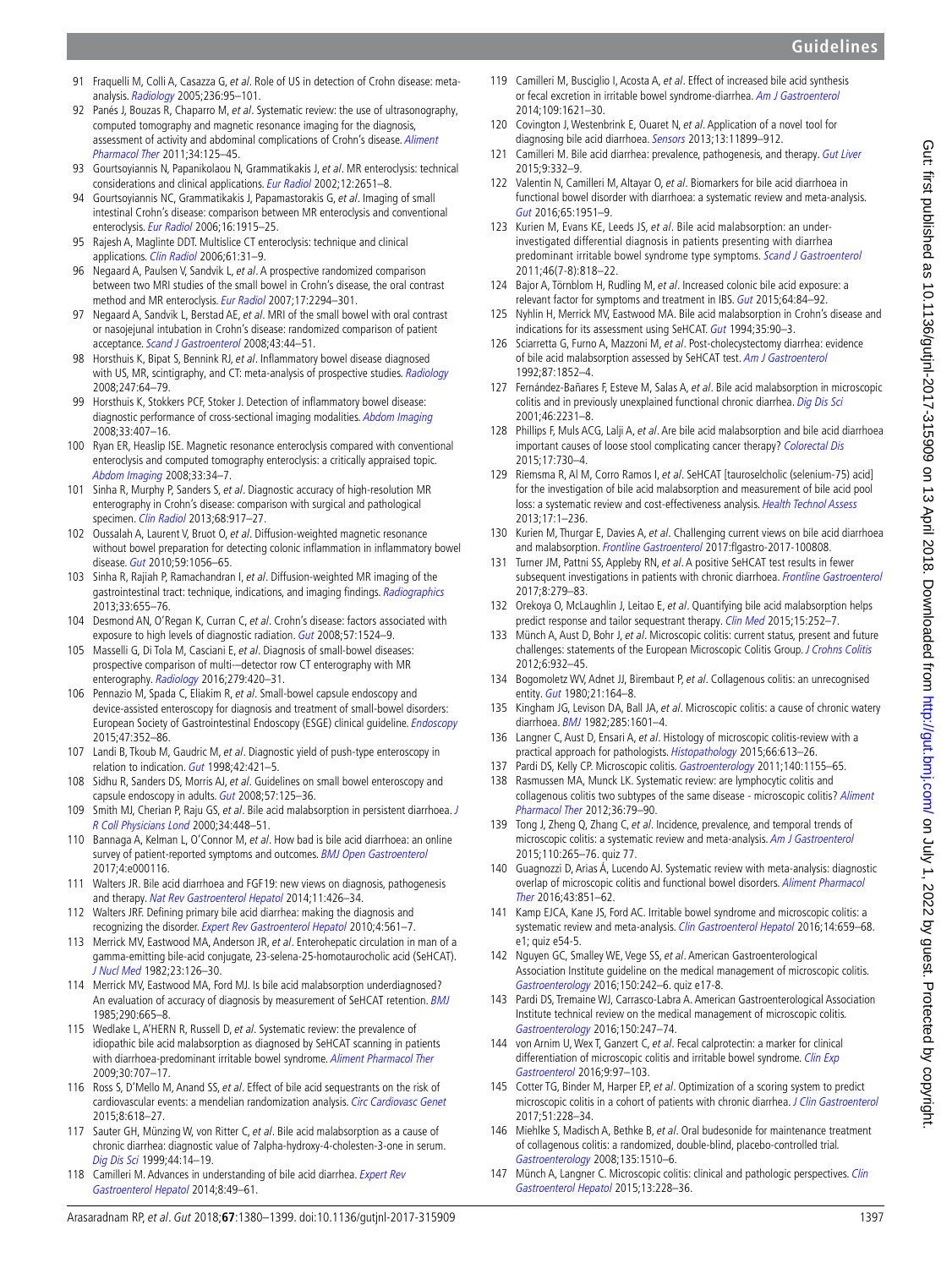91 Fraquelli M, Colli A, Casazza G, *et al*. Role of US in detection of Crohn disease: meta-analysis. *Radiology* 2005;236:95–101.

92 Panés J, Bouzas R, Chaparro M, *et al*. Systematic review: the use of ultrasonography, computed tomography and magnetic resonance imaging for the diagnosis, assessment of activity and abdominal complications of Crohn's disease. *Aliment Pharmacol Ther* 2011;34:125–45.

93 Gourtsoyiannis N, Papanikolaou N, Grammatikakis J, *et al*. MR enteroclysis: technical considerations and clinical applications. *Eur Radiol* 2002;12:2651–8.

94 Gourtsoyiannis NC, Grammatikakis J, Papamastorakis G, *et al*. Imaging of small intestinal Crohn's disease: comparison between MR enteroclysis and conventional enteroclysis. *Eur Radiol* 2006;16:1915–25.

95 Rajesh A, Maglinte DDT. Multislice CT enteroclysis: technique and clinical applications. *Clin Radiol* 2006;61:31–9.

96 Negaard A, Paulsen V, Sandvik L, *et al*. A prospective randomized comparison between two MRI studies of the small bowel in Crohn's disease, the oral contrast method and MR enteroclysis. *Eur Radiol* 2007;17:2294–301.

97 Negaard A, Sandvik L, Berstad AE, *et al*. MRI of the small bowel with oral contrast or nasojejunal intubation in Crohn's disease: randomized comparison of patient acceptance. *Scand J Gastroenterol* 2008;43:44–51.

98 Horsthuis K, Bipat S, Bennink RJ, *et al*. Inflammatory bowel disease diagnosed with US, MR, scintigraphy, and CT: meta-analysis of prospective studies. *Radiology* 2008;247:64–79.

99 Horsthuis K, Stokkers PCF, Stoker J. Detection of inflammatory bowel disease: diagnostic performance of cross-sectional imaging modalities. *Abdom Imaging* 2008;33:407–16.

100 Ryan ER, Heaslip ISE. Magnetic resonance enteroclysis compared with conventional enteroclysis and computed tomography enteroclysis: a critically appraised topic. *Abdom Imaging* 2008;33:34–7.

101 Sinha R, Murphy P, Sanders S, *et al*. Diagnostic accuracy of high-resolution MR enterography in Crohn's disease: comparison with surgical and pathological specimen. *Clin Radiol* 2013;68:917–27.

102 Oussalah A, Laurent V, Bruot O, *et al*. Diffusion-weighted magnetic resonance without bowel preparation for detecting colonic inflammation in inflammatory bowel disease. *Gut* 2010;59:1056–65.

103 Sinha R, Rajiah P, Ramachandran I, *et al*. Diffusion-weighted MR imaging of the gastrointestinal tract: technique, indications, and imaging findings. *Radiographics* 2013;33:655–76.

104 Desmond AN, O'Regan K, Curran C, *et al*. Crohn's disease: factors associated with exposure to high levels of diagnostic radiation. *Gut* 2008;57:1524–9.

105 Masselli G, Di Tola M, Casciani E, *et al*. Diagnosis of small-bowel diseases: prospective comparison of multi—detector row CT enterography with MR enterography. *Radiology* 2016;279:420–31.

106 Pennazio M, Spada C, Eliakim R, *et al*. Small-bowel capsule endoscopy and device-assisted enteroscopy for diagnosis and treatment of small-bowel disorders: European Society of Gastrointestinal Endoscopy (ESGE) clinical guideline. *Endoscopy* 2015;47:352–86.

107 Landi B, Tkoub M, Gaudric M, *et al*. Diagnostic yield of push-type enteroscopy in relation to indication. *Gut* 1998;42:421–5.

108 Sidhu R, Sanders DS, Morris AJ, *et al*. Guidelines on small bowel enteroscopy and capsule endoscopy in adults. *Gut* 2008;57:125–36.

109 Smith MJ, Cherian P, Raju GS, *et al*. Bile acid malabsorption in persistent diarrhoea. *J R Coll Physicians Lond* 2000;34:448–51.

110 Bannaga A, Kelman L, O'Connor M, *et al*. How bad is bile acid diarrhoea: an online survey of patient-reported symptoms and outcomes. *BMJ Open Gastroenterol* 2017;4:e000116.

111 Walters JR. Bile acid diarrhoea and FGF19: new views on diagnosis, pathogenesis and therapy. *Nat Rev Gastroenterol Hepatol* 2014;11:426–34.

112 Walters JRF. Defining primary bile acid diarrhea: making the diagnosis and recognizing the disorder. *Expert Rev Gastroenterol Hepatol* 2010;4:561–7.

113 Merrick MV, Eastwood MA, Anderson JR, *et al*. Enterohepatic circulation in man of a gamma-emitting bile-acid conjugate, 23-selena-25-homotaurocholic acid (SeHCAT). *J Nucl Med* 1982;23:126–30.

114 Merrick MV, Eastwood MA, Ford MJ. Is bile acid malabsorption underdiagnosed? An evaluation of accuracy of diagnosis by measurement of SeHCAT retention. *BMJ* 1985;290:665–8.

115 Wedlake L, A'HERN R, Russell D, *et al*. Systematic review: the prevalence of idiopathic bile acid malabsorption as diagnosed by SeHCAT scanning in patients with diarrhoea-predominant irritable bowel syndrome. *Aliment Pharmacol Ther* 2009;30:707–17.

116 Ross S, D'Mello M, Anand SS, *et al*. Effect of bile acid sequestrants on the risk of cardiovascular events: a mendelian randomization analysis. *Circ Cardiovasc Genet* 2015;8:618–27.

117 Sauter GH, Münzing W, von Ritter C, *et al*. Bile acid malabsorption as a cause of chronic diarrhea: diagnostic value of 7alpha-hydroxy-4-cholesten-3-one in serum. *Dig Dis Sci* 1999;44:14–19.

118 Camilleri M. Advances in understanding of bile acid diarrhea. *Expert Rev Gastroenterol Hepatol* 2014;8:49–61.

119 Camilleri M, Busciglio I, Acosta A, *et al*. Effect of increased bile acid synthesis or fecal excretion in irritable bowel syndrome-diarrhea. *Am J Gastroenterol* 2014;109:1621–30.

120 Covington J, Westenbrink E, Ouaret N, *et al*. Application of a novel tool for diagnosing bile acid diarrhoea. *Sensors* 2013;13:11899–912.

121 Camilleri M. Bile acid diarrhea: prevalence, pathogenesis, and therapy. *Gut Liver* 2015;9:332–9.

122 Valentin N, Camilleri M, Altayar O, *et al*. Biomarkers for bile acid diarrhoea in functional bowel disorder with diarrhoea: a systematic review and meta-analysis. *Gut* 2016;65:1951–9.

123 Kurien M, Evans KE, Leeds JS, *et al*. Bile acid malabsorption: an under-investigated differential diagnosis in patients presenting with diarrhea predominant irritable bowel syndrome type symptoms. *Scand J Gastroenterol* 2011;46(7-8):818–22.

124 Bajor A, Törnblom H, Rudling M, *et al*. Increased colonic bile acid exposure: a relevant factor for symptoms and treatment in IBS. *Gut* 2015;64:84–92.

125 Nyhlin H, Merrick MV, Eastwood MA. Bile acid malabsorption in Crohn's disease and indications for its assessment using SeHCAT. *Gut* 1994;35:90–3.

126 Sciarretta G, Furno A, Mazzoni M, *et al*. Post-cholecystectomy diarrhea: evidence of bile acid malabsorption assessed by SeHCAT test. *Am J Gastroenterol* 1992;87:1852–4.

127 Fernández-Bañares F, Esteve M, Salas A, *et al*. Bile acid malabsorption in microscopic colitis and in previously unexplained functional chronic diarrhea. *Dig Dis Sci* 2001;46:2231–8.

128 Phillips F, Muls ACG, Lalji A, *et al*. Are bile acid malabsorption and bile acid diarrhoea important causes of loose stool complicating cancer therapy? *Colorectal Dis* 2015;17:730–4.

129 Riemsma R, Al M, Corro Ramos I, *et al*. SeHCAT [tauroselcholic (selenium-75) acid] for the investigation of bile acid malabsorption and measurement of bile acid pool loss: a systematic review and cost-effectiveness analysis. *Health Technol Assess* 2013;17:1–236.

130 Kurien M, Thurgar E, Davies A, *et al*. Challenging current views on bile acid diarrhoea and malabsorption. *Frontline Gastroenterol* 2017:flgastro-2017-100808.

131 Turner JM, Pattni SS, Appleby RN, *et al*. A positive SeHCAT test results in fewer subsequent investigations in patients with chronic diarrhoea. *Frontline Gastroenterol* 2017;8:279–83.

132 Orekoya O, McLaughlin J, Leitao E, *et al*. Quantifying bile acid malabsorption helps predict response and tailor sequestrant therapy. *Clin Med* 2015;15:252–7.

133 Münch A, Aust D, Bohr J, *et al*. Microscopic colitis: current status, present and future challenges: statements of the European Microscopic Colitis Group. *J Crohns Colitis* 2012;6:932–45.

134 Bogomoletz WV, Adnet JJ, Birembaut P, *et al*. Collagenous colitis: an unrecognised entity. *Gut* 1980;21:164–8.

135 Kingham JG, Levison DA, Ball JA, *et al*. Microscopic colitis: a cause of chronic watery diarrhoea. *BMJ* 1982;285:1601–4.

136 Langner C, Aust D, Ensari A, *et al*. Histology of microscopic colitis-review with a practical approach for pathologists. *Histopathology* 2015;66:613–26.

137 Pardi DS, Kelly CP. Microscopic colitis. *Gastroenterology* 2011;140:1155–65.

138 Rasmussen MA, Munck LK. Systematic review: are lymphocytic colitis and collagenous colitis two subtypes of the same disease - microscopic colitis? *Aliment Pharmacol Ther* 2012;36:79–90.

139 Tong J, Zheng Q, Zhang C, *et al*. Incidence, prevalence, and temporal trends of microscopic colitis: a systematic review and meta-analysis. *Am J Gastroenterol* 2015;110:265–76. quiz 77.

140 Guagnozzi D, Arias Á, Lucendo AJ. Systematic review with meta-analysis: diagnostic overlap of microscopic colitis and functional bowel disorders. *Aliment Pharmacol Ther* 2016;43:851–62.

141 Kamp EJCA, Kane JS, Ford AC. Irritable bowel syndrome and microscopic colitis: a systematic review and meta-analysis. *Clin Gastroenterol Hepatol* 2016;14:659–68. e1; quiz e54-5.

142 Nguyen GC, Smalley WE, Vege SS, *et al*. American Gastroenterological Association Institute guideline on the medical management of microscopic colitis. *Gastroenterology* 2016;150:242–6. quiz e17-8.

143 Pardi DS, Tremaine WJ, Carrasco-Labra A. American Gastroenterological Association Institute technical review on the medical management of microscopic colitis. *Gastroenterology* 2016;150:247–74.

144 von Arnim U, Wex T, Ganzert C, *et al*. Fecal calprotectin: a marker for clinical differentiation of microscopic colitis and irritable bowel syndrome. *Clin Exp Gastroenterol* 2016;9:97–103.

145 Cotter TG, Binder M, Harper EP, *et al*. Optimization of a scoring system to predict microscopic colitis in a cohort of patients with chronic diarrhea. *J Clin Gastroenterol* 2017;51:228–34.

146 Miehlke S, Madisch A, Bethke B, *et al*. Oral budesonide for maintenance treatment of collagenous colitis: a randomized, double-blind, placebo-controlled trial. *Gastroenterology* 2008;135:1510–6.

147 Münch A, Langner C. Microscopic colitis: clinical and pathologic perspectives. *Clin Gastroenterol Hepatol* 2015;13:228–36.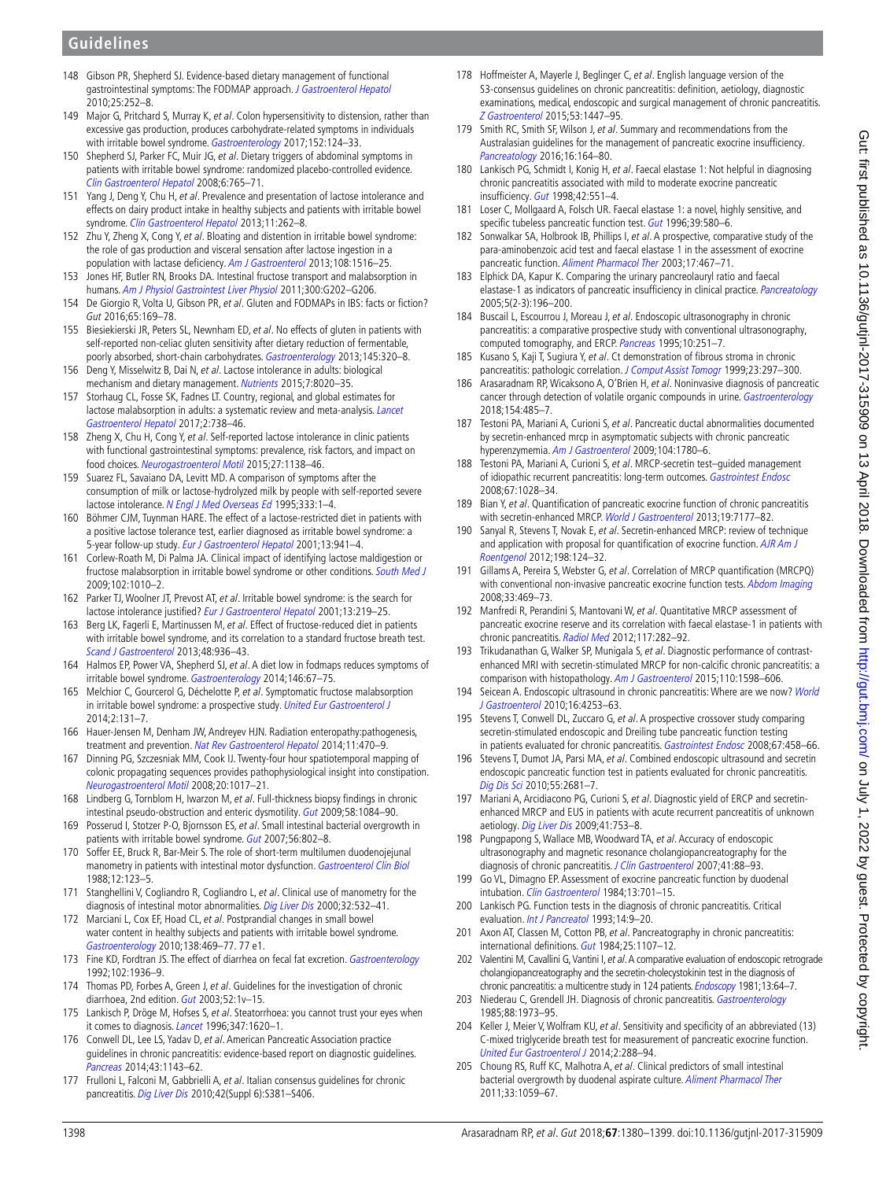148 Gibson PR, Shepherd SJ. Evidence-based dietary management of functional gastrointestinal symptoms: The FODMAP approach. *J Gastroenterol Hepatol* 2010;25:252–8.

149 Major G, Pritchard S, Murray K, *et al*. Colon hypersensitivity to distension, rather than excessive gas production, produces carbohydrate-related symptoms in individuals with irritable bowel syndrome. *Gastroenterology* 2017;152:124–33.

150 Shepherd SJ, Parker FC, Muir JG, *et al*. Dietary triggers of abdominal symptoms in patients with irritable bowel syndrome: randomized placebo-controlled evidence. *Clin Gastroenterol Hepatol* 2008;6:765–71.

151 Yang J, Deng Y, Chu H, *et al*. Prevalence and presentation of lactose intolerance and effects on dairy product intake in healthy subjects and patients with irritable bowel syndrome. *Clin Gastroenterol Hepatol* 2013;11:262–8.

152 Zhu Y, Zheng X, Cong Y, *et al*. Bloating and distention in irritable bowel syndrome: the role of gas production and visceral sensation after lactose ingestion in a population with lactase deficiency. *Am J Gastroenterol* 2013;108:1516–25.

153 Jones HF, Butler RN, Brooks DA. Intestinal fructose transport and malabsorption in humans. *Am J Physiol Gastrointest Liver Physiol* 2011;300:G202–G206.

154 De Giorgio R, Volta U, Gibson PR, *et al*. Gluten and FODMAPs in IBS: facts or fiction? *Gut* 2016;65:169–78.

155 Biesiekierski JR, Peters SL, Newnham ED, *et al*. No effects of gluten in patients with self-reported non-celiac gluten sensitivity after dietary reduction of fermentable, poorly absorbed, short-chain carbohydrates. *Gastroenterology* 2013;145:320–8.

156 Deng Y, Misselwitz B, Dai N, *et al*. Lactose intolerance in adults: biological mechanism and dietary management. *Nutrients* 2015;7:8020–35.

157 Storhaug CL, Fosse SK, Fadnes LT. Country, regional, and global estimates for lactose malabsorption in adults: a systematic review and meta-analysis. *Lancet Gastroenterol Hepatol* 2017;2:738–46.

158 Zheng X, Chu H, Cong Y, *et al*. Self-reported lactose intolerance in clinic patients with functional gastrointestinal symptoms: prevalence, risk factors, and impact on food choices. *Neurogastroenterol Motil* 2015;27:1138–46.

159 Suarez FL, Savaiano DA, Levitt MD. A comparison of symptoms after the consumption of milk or lactose-hydrolyzed milk by people with self-reported severe lactose intolerance. *N Engl J Med Overseas Ed* 1995;333:1–4.

160 Böhmer CJM, Tuynman HARE. The effect of a lactose-restricted diet in patients with a positive lactose tolerance test, earlier diagnosed as irritable bowel syndrome: a 5-year follow-up study. *Eur J Gastroenterol Hepatol* 2001;13:941–4.

161 Corlew-Roath M, Di Palma JA. Clinical impact of identifying lactose maldigestion or fructose malabsorption in irritable bowel syndrome or other conditions. *South Med J* 2009;102:1010–2.

162 Parker TJ, Woolner JT, Prevost AT, *et al*. Irritable bowel syndrome: is the search for lactose intolerance justified? *Eur J Gastroenterol Hepatol* 2001;13:219–25.

163 Berg LK, Fagerli E, Martinussen M, *et al*. Effect of fructose-reduced diet in patients with irritable bowel syndrome, and its correlation to a standard fructose breath test. *Scand J Gastroenterol* 2013;48:936–43.

164 Halmos EP, Power VA, Shepherd SJ, *et al*. A diet low in fodmaps reduces symptoms of irritable bowel syndrome. *Gastroenterology* 2014;146:67–75.

165 Melchior C, Gourcerol G, Déchelotte P, *et al*. Symptomatic fructose malabsorption in irritable bowel syndrome: a prospective study. *United Eur Gastroenterol J* 2014;2:131–7.

166 Hauer-Jensen M, Denham JW, Andreyev HJN. Radiation enteropathy:pathogenesis, treatment and prevention. *Nat Rev Gastroenterol Hepatol* 2014;11:470–9.

167 Dinning PG, Szczesniak MM, Cook IJ. Twenty-four hour spatiotemporal mapping of colonic propagating sequences provides pathophysiological insight into constipation. *Neurogastroenterol Motil* 2008;20:1017–21.

168 Lindberg G, Tornblom H, Iwarzon M, *et al*. Full-thickness biopsy findings in chronic intestinal pseudo-obstruction and enteric dysmotility. *Gut* 2009;58:1084–90.

169 Posserud I, Stotzer P-O, Bjornsson ES, *et al*. Small intestinal bacterial overgrowth in patients with irritable bowel syndrome. *Gut* 2007;56:802–8.

170 Soffer EE, Bruck R, Bar-Meir S. The role of short-term multilumen duodenojejunal manometry in patients with intestinal motor dysfunction. *Gastroenterol Clin Biol* 1988;12:123–5.

171 Stanghellini V, Cogliandro R, Cogliandro L, *et al*. Clinical use of manometry for the diagnosis of intestinal motor abnormalities. *Dig Liver Dis* 2000;32:532–41.

172 Marciani L, Cox EF, Hoad CL, *et al*. Postprandial changes in small bowel water content in healthy subjects and patients with irritable bowel syndrome. *Gastroenterology* 2010;138:469–77. 77 e1.

173 Fine KD, Fordtran JS. The effect of diarrhea on fecal fat excretion. *Gastroenterology* 1992;102:1936–9.

174 Thomas PD, Forbes A, Green J, *et al*. Guidelines for the investigation of chronic diarrhoea, 2nd edition. *Gut* 2003;52:1v–15.

175 Lankisch P, Dröge M, Hofses S, *et al*. Steatorrhoea: you cannot trust your eyes when it comes to diagnosis. *Lancet* 1996;347:1620–1.

176 Conwell DL, Lee LS, Yadav D, *et al*. American Pancreatic Association practice guidelines in chronic pancreatitis: evidence-based report on diagnostic guidelines. *Pancreas* 2014;43:1143–62.

177 Frulloni L, Falconi M, Gabbrielli A, *et al*. Italian consensus guidelines for chronic pancreatitis. *Dig Liver Dis* 2010;42(Suppl 6):S381–S406.

178 Hoffmeister A, Mayerle J, Beglinger C, *et al*. English language version of the S3-consensus guidelines on chronic pancreatitis: definition, aetiology, diagnostic examinations, medical, endoscopic and surgical management of chronic pancreatitis. *Z Gastroenterol* 2015;53:1447–95.

179 Smith RC, Smith SF, Wilson J, *et al*. Summary and recommendations from the Australasian guidelines for the management of pancreatic exocrine insufficiency. *Pancreatology* 2016;16:164–80.

180 Lankisch PG, Schmidt I, Konig H, *et al*. Faecal elastase 1: Not helpful in diagnosing chronic pancreatitis associated with mild to moderate exocrine pancreatic insufficiency. *Gut* 1998;42:551–4.

181 Loser C, Mollgaard A, Folsch UR. Faecal elastase 1: a novel, highly sensitive, and specific tubeless pancreatic function test. *Gut* 1996;39:580–6.

182 Sonwalkar SA, Holbrook IB, Phillips I, *et al*. A prospective, comparative study of the para-aminobenzoic acid test and faecal elastase 1 in the assessment of exocrine pancreatic function. *Aliment Pharmacol Ther* 2003;17:467–71.

183 Elphick DA, Kapur K. Comparing the urinary pancreolauryl ratio and faecal elastase-1 as indicators of pancreatic insufficiency in clinical practice. *Pancreatology* 2005;5(2-3):196–200.

184 Buscail L, Escourrou J, Moreau J, *et al*. Endoscopic ultrasonography in chronic pancreatitis: a comparative prospective study with conventional ultrasonography, computed tomography, and ERCP. *Pancreas* 1995;10:251–7.

185 Kusano S, Kaji T, Sugiura Y, *et al*. Ct demonstration of fibrous stroma in chronic pancreatitis: pathologic correlation. *J Comput Assist Tomogr* 1999;23:297–300.

186 Arasaradnam RP, Wicaksono A, O'Brien H, *et al*. Noninvasive diagnosis of pancreatic cancer through detection of volatile organic compounds in urine. *Gastroenterology* 2018;154:485–7.

187 Testoni PA, Mariani A, Curioni S, *et al*. Pancreatic ductal abnormalities documented by secretin-enhanced mrcp in asymptomatic subjects with chronic pancreatic hyperenzymemia. *Am J Gastroenterol* 2009;104:1780–6.

188 Testoni PA, Mariani A, Curioni S, *et al*. MRCP-secretin test–guided management of idiopathic recurrent pancreatitis: long-term outcomes. *Gastrointest Endosc* 2008;67:1028–34.

189 Bian Y, *et al*. Quantification of pancreatic exocrine function of chronic pancreatitis with secretin-enhanced MRCP. *World J Gastroenterol* 2013;19:7177–82.

190 Sanyal R, Stevens T, Novak E, *et al*. Secretin-enhanced MRCP: review of technique and application with proposal for quantification of exocrine function. *AJR Am J Roentgenol* 2012;198:124–32.

191 Gillams A, Pereira S, Webster G, *et al*. Correlation of MRCP quantification (MRCPQ) with conventional non-invasive pancreatic exocrine function tests. *Abdom Imaging* 2008;33:469–73.

192 Manfredi R, Perandini S, Mantovani W, *et al*. Quantitative MRCP assessment of pancreatic exocrine reserve and its correlation with faecal elastase-1 in patients with chronic pancreatitis. *Radiol Med* 2012;117:282–92.

193 Trikudanathan G, Walker SP, Munigala S, *et al*. Diagnostic performance of contrast-enhanced MRI with secretin-stimulated MRCP for non-calcific chronic pancreatitis: a comparison with histopathology. *Am J Gastroenterol* 2015;110:1598–606.

194 Seicean A. Endoscopic ultrasound in chronic pancreatitis: Where are we now? *World J Gastroenterol* 2010;16:4253–63.

195 Stevens T, Conwell DL, Zuccaro G, *et al*. A prospective crossover study comparing secretin-stimulated endoscopic and Dreiling tube pancreatic function testing in patients evaluated for chronic pancreatitis. *Gastrointest Endosc* 2008;67:458–66.

196 Stevens T, Dumot JA, Parsi MA, *et al*. Combined endoscopic ultrasound and secretin endoscopic pancreatic function test in patients evaluated for chronic pancreatitis. *Dig Dis Sci* 2010;55:2681–7.

197 Mariani A, Arcidiacono PG, Curioni S, *et al*. Diagnostic yield of ERCP and secretin-enhanced MRCP and EUS in patients with acute recurrent pancreatitis of unknown aetiology. *Dig Liver Dis* 2009;41:753–8.

198 Pungpapong S, Wallace MB, Woodward TA, *et al*. Accuracy of endoscopic ultrasonography and magnetic resonance cholangiopancreatography for the diagnosis of chronic pancreatitis. *J Clin Gastroenterol* 2007;41:88–93.

199 Go VL, Dimagno EP. Assessment of exocrine pancreatic function by duodenal intubation. *Clin Gastroenterol* 1984;13:701–15.

200 Lankisch PG. Function tests in the diagnosis of chronic pancreatitis. Critical evaluation. *Int J Pancreatol* 1993;14:9–20.

201 Axon AT, Classen M, Cotton PB, *et al*. Pancreatography in chronic pancreatitis: international definitions. *Gut* 1984;25:1107–12.

202 Valentini M, Cavallini G, Vantini I, *et al*. A comparative evaluation of endoscopic retrograde cholangiopancreatography and the secretin-cholecystokinin test in the diagnosis of chronic pancreatitis: a multicentre study in 124 patients. *Endoscopy* 1981;13:64–7.

203 Niederau C, Grendell JH. Diagnosis of chronic pancreatitis. *Gastroenterology* 1985;88:1973–95.

204 Keller J, Meier V, Wolfram KU, *et al*. Sensitivity and specificity of an abbreviated (13) C-mixed triglyceride breath test for measurement of pancreatic exocrine function. *United Eur Gastroenterol J* 2014;2:288–94.

205 Choung RS, Ruff KC, Malhotra A, *et al*. Clinical predictors of small intestinal bacterial overgrowth by duodenal aspirate culture. *Aliment Pharmacol Ther* 2011;33:1059–67.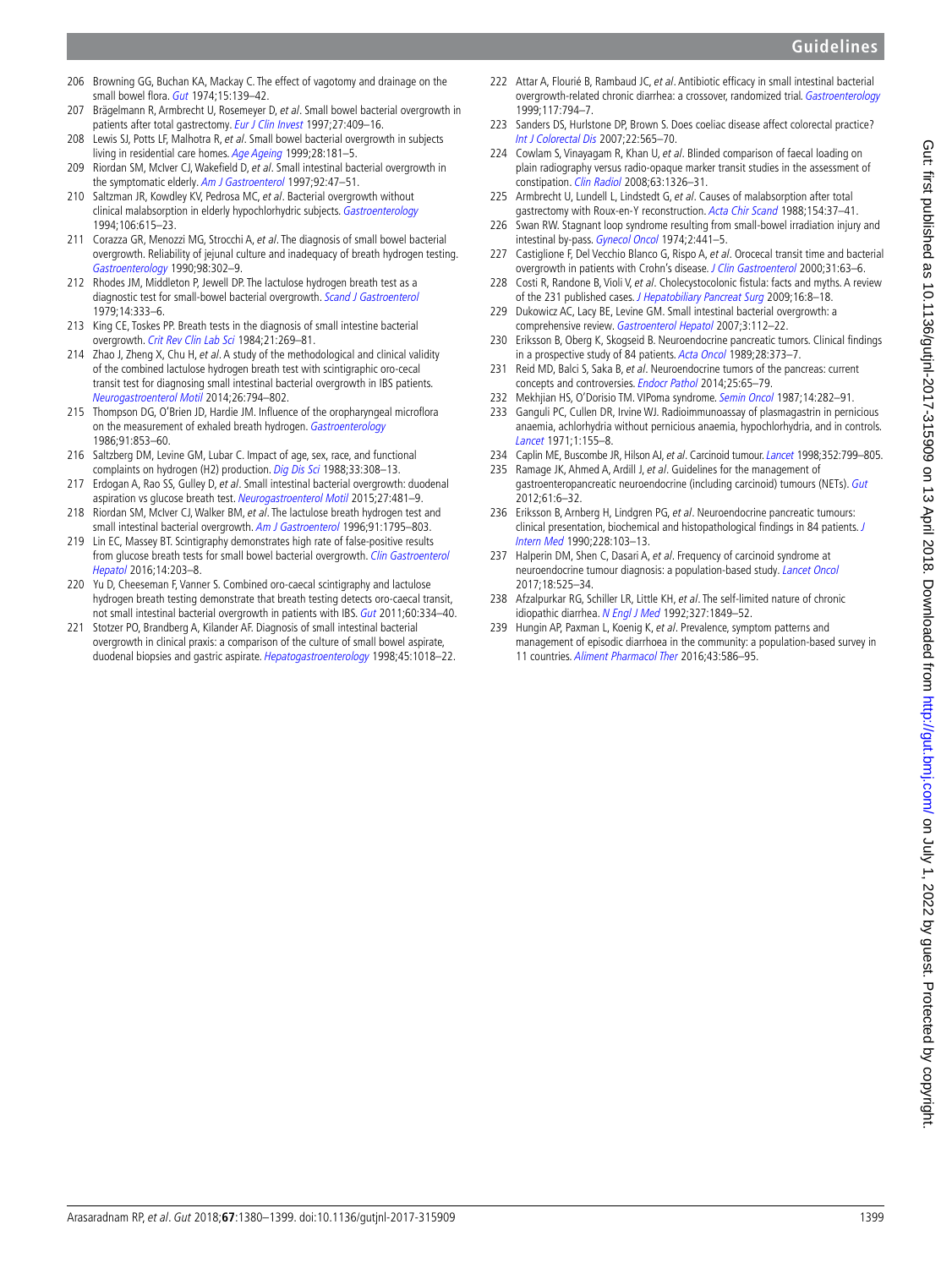206 Browning GG, Buchan KA, Mackay C. The effect of vagotomy and drainage on the small bowel flora. *Gut* 1974;15:139–42.
207 Brägelmann R, Armbrecht U, Rosemeyer D, *et al*. Small bowel bacterial overgrowth in patients after total gastrectomy. *Eur J Clin Invest* 1997;27:409–16.
208 Lewis SJ, Potts LF, Malhotra R, *et al*. Small bowel bacterial overgrowth in subjects living in residential care homes. *Age Ageing* 1999;28:181–5.
209 Riordan SM, McIver CJ, Wakefield D, *et al*. Small intestinal bacterial overgrowth in the symptomatic elderly. *Am J Gastroenterol* 1997;92:47–51.
210 Saltzman JR, Kowdley KV, Pedrosa MC, *et al*. Bacterial overgrowth without clinical malabsorption in elderly hypochlorhydric subjects. *Gastroenterology* 1994;106:615–23.
211 Corazza GR, Menozzi MG, Strocchi A, *et al*. The diagnosis of small bowel bacterial overgrowth. Reliability of jejunal culture and inadequacy of breath hydrogen testing. *Gastroenterology* 1990;98:302–9.
212 Rhodes JM, Middleton P, Jewell DP. The lactulose hydrogen breath test as a diagnostic test for small-bowel bacterial overgrowth. *Scand J Gastroenterol* 1979;14:333–6.
213 King CE, Toskes PP. Breath tests in the diagnosis of small intestine bacterial overgrowth. *Crit Rev Clin Lab Sci* 1984;21:269–81.
214 Zhao J, Zheng X, Chu H, *et al*. A study of the methodological and clinical validity of the combined lactulose hydrogen breath test with scintigraphic oro-cecal transit test for diagnosing small intestinal bacterial overgrowth in IBS patients. *Neurogastroenterol Motil* 2014;26:794–802.
215 Thompson DG, O'Brien JD, Hardie JM. Influence of the oropharyngeal microflora on the measurement of exhaled breath hydrogen. *Gastroenterology* 1986;91:853–60.
216 Saltzberg DM, Levine GM, Lubar C. Impact of age, sex, race, and functional complaints on hydrogen (H2) production. *Dig Dis Sci* 1988;33:308–13.
217 Erdogan A, Rao SS, Gulley D, *et al*. Small intestinal bacterial overgrowth: duodenal aspiration vs glucose breath test. *Neurogastroenterol Motil* 2015;27:481–9.
218 Riordan SM, McIver CJ, Walker BM, *et al*. The lactulose breath hydrogen test and small intestinal bacterial overgrowth. *Am J Gastroenterol* 1996;91:1795–803.
219 Lin EC, Massey BT. Scintigraphy demonstrates high rate of false-positive results from glucose breath tests for small bowel bacterial overgrowth. *Clin Gastroenterol Hepatol* 2016;14:203–8.
220 Yu D, Cheeseman F, Vanner S. Combined oro-caecal scintigraphy and lactulose hydrogen breath testing demonstrate that breath testing detects oro-caecal transit, not small intestinal bacterial overgrowth in patients with IBS. *Gut* 2011;60:334–40.
221 Stotzer PO, Brandberg A, Kilander AF. Diagnosis of small intestinal bacterial overgrowth in clinical praxis: a comparison of the culture of small bowel aspirate, duodenal biopsies and gastric aspirate. *Hepatogastroenterology* 1998;45:1018–22.
222 Attar A, Flourié B, Rambaud JC, *et al*. Antibiotic efficacy in small intestinal bacterial overgrowth-related chronic diarrhea: a crossover, randomized trial. *Gastroenterology* 1999;117:794–7.
223 Sanders DS, Hurlstone DP, Brown S. Does coeliac disease affect colorectal practice? *Int J Colorectal Dis* 2007;22:565–70.
224 Cowlam S, Vinayagam R, Khan U, *et al*. Blinded comparison of faecal loading on plain radiography versus radio-opaque marker transit studies in the assessment of constipation. *Clin Radiol* 2008;63:1326–31.
225 Armbrecht U, Lundell L, Lindstedt G, *et al*. Causes of malabsorption after total gastrectomy with Roux-en-Y reconstruction. *Acta Chir Scand* 1988;154:37–41.
226 Swan RW. Stagnant loop syndrome resulting from small-bowel irradiation injury and intestinal by-pass. *Gynecol Oncol* 1974;2:441–5.
227 Castiglione F, Del Vecchio Blanco G, Rispo A, *et al*. Orocecal transit time and bacterial overgrowth in patients with Crohn's disease. *J Clin Gastroenterol* 2000;31:63–6.
228 Costi R, Randone B, Violi V, *et al*. Cholecystocolonic fistula: facts and myths. A review of the 231 published cases. *J Hepatobiliary Pancreat Surg* 2009;16:8–18.
229 Dukowicz AC, Lacy BE, Levine GM. Small intestinal bacterial overgrowth: a comprehensive review. *Gastroenterol Hepatol* 2007;3:112–22.
230 Eriksson B, Oberg K, Skogseid B. Neuroendocrine pancreatic tumors. Clinical findings in a prospective study of 84 patients. *Acta Oncol* 1989;28:373–7.
231 Reid MD, Balci S, Saka B, *et al*. Neuroendocrine tumors of the pancreas: current concepts and controversies. *Endocr Pathol* 2014;25:65–79.
232 Mekhjian HS, O'Dorisio TM. VIPoma syndrome. *Semin Oncol* 1987;14:282–91.
233 Ganguli PC, Cullen DR, Irvine WJ. Radioimmunoassay of plasmagastrin in pernicious anaemia, achlorhydria without pernicious anaemia, hypochlorhydria, and in controls. *Lancet* 1971;1:155–8.
234 Caplin ME, Buscombe JR, Hilson AJ, *et al*. Carcinoid tumour. *Lancet* 1998;352:799–805.
235 Ramage JK, Ahmed A, Ardill J, *et al*. Guidelines for the management of gastroenteropancreatic neuroendocrine (including carcinoid) tumours (NETs). *Gut* 2012;61:6–32.
236 Eriksson B, Arnberg H, Lindgren PG, *et al*. Neuroendocrine pancreatic tumours: clinical presentation, biochemical and histopathological findings in 84 patients. *J Intern Med* 1990;228:103–13.
237 Halperin DM, Shen C, Dasari A, *et al*. Frequency of carcinoid syndrome at neuroendocrine tumour diagnosis: a population-based study. *Lancet Oncol* 2017;18:525–34.
238 Afzalpurkar RG, Schiller LR, Little KH, *et al*. The self-limited nature of chronic idiopathic diarrhea. *N Engl J Med* 1992;327:1849–52.
239 Hungin AP, Paxman L, Koenig K, *et al*. Prevalence, symptom patterns and management of episodic diarrhoea in the community: a population-based survey in 11 countries. *Aliment Pharmacol Ther* 2016;43:586–95.